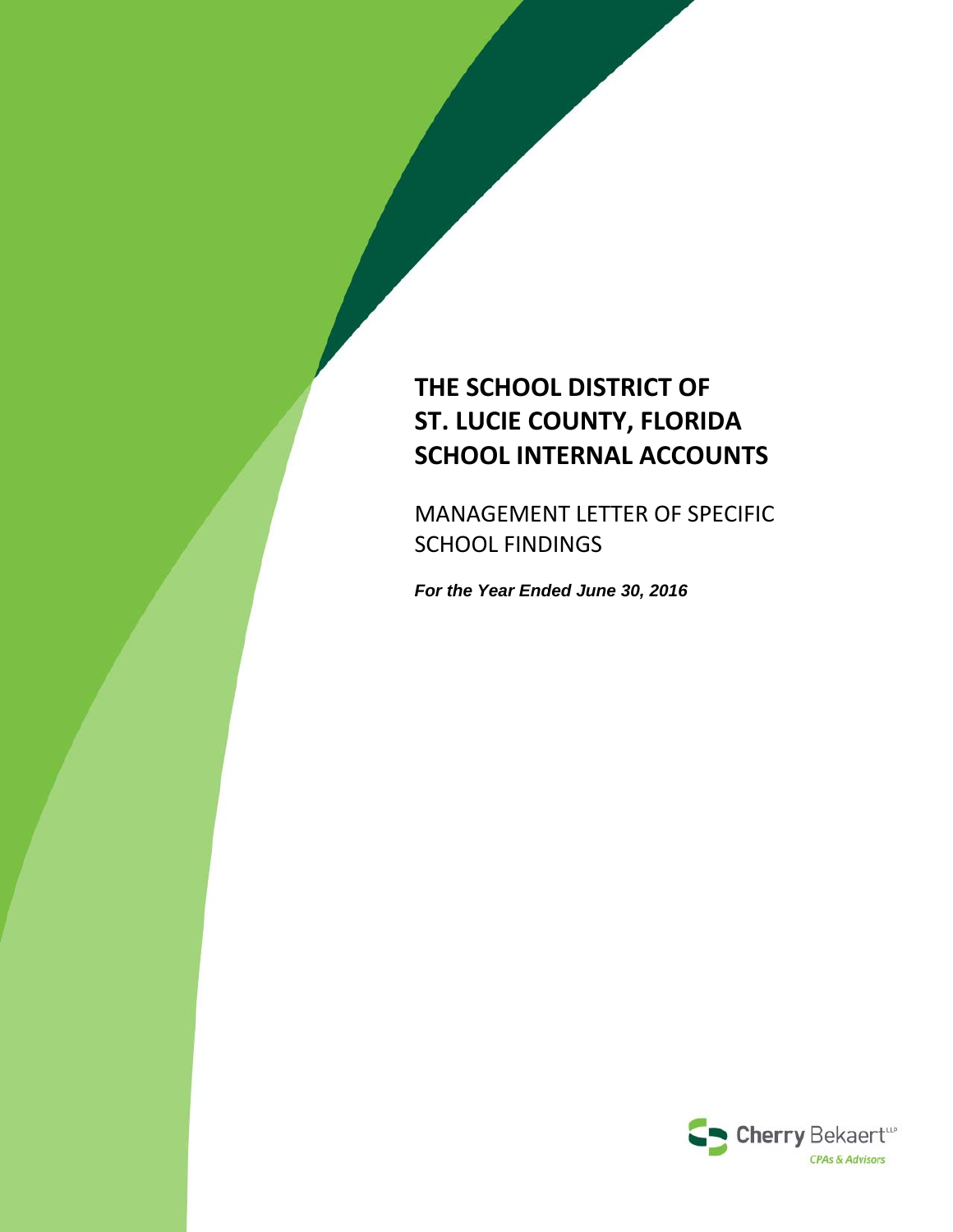# THE SCHOOL DISTRICT OF ST. LUCIE COUNTY, FLORIDA SCHOOL INTERNAL ACCOUNTS

MANAGEMENT LETTER OF SPECIFIC SCHOOL FINDINGS

***For the Year Ended June 30, 2016***

Cherry Bekaert LLP

CPAs & Advisors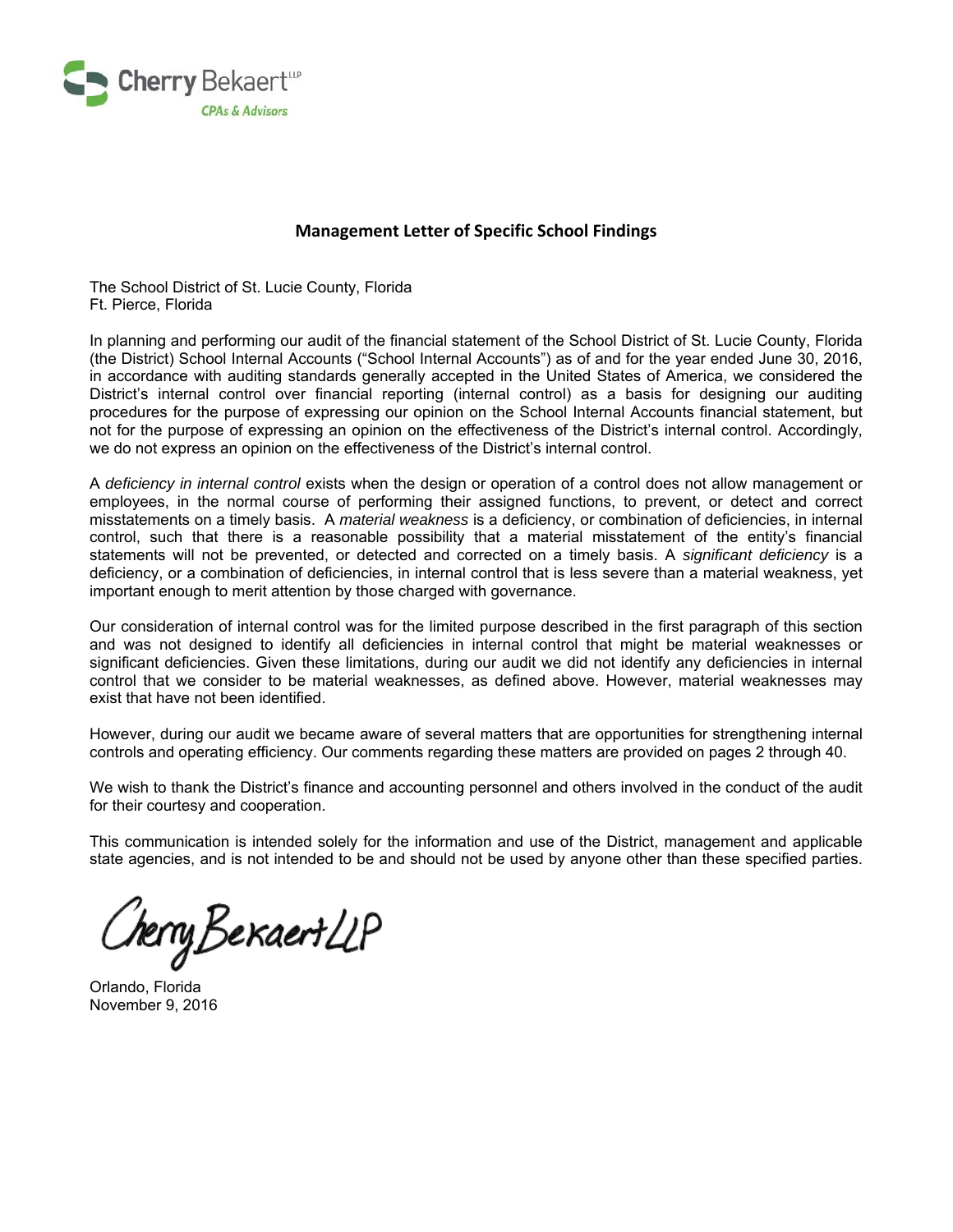Cherry Bekaert LLP

CPAs & Advisors

## Management Letter of Specific School Findings

The School District of St. Lucie County, Florida
Ft. Pierce, Florida

In planning and performing our audit of the financial statement of the School District of St. Lucie County, Florida (the District) School Internal Accounts ("School Internal Accounts") as of and for the year ended June 30, 2016, in accordance with auditing standards generally accepted in the United States of America, we considered the District's internal control over financial reporting (internal control) as a basis for designing our auditing procedures for the purpose of expressing our opinion on the School Internal Accounts financial statement, but not for the purpose of expressing an opinion on the effectiveness of the District's internal control. Accordingly, we do not express an opinion on the effectiveness of the District's internal control.

A *deficiency in internal control* exists when the design or operation of a control does not allow management or employees, in the normal course of performing their assigned functions, to prevent, or detect and correct misstatements on a timely basis. A *material weakness* is a deficiency, or combination of deficiencies, in internal control, such that there is a reasonable possibility that a material misstatement of the entity's financial statements will not be prevented, or detected and corrected on a timely basis. A *significant deficiency* is a deficiency, or a combination of deficiencies, in internal control that is less severe than a material weakness, yet important enough to merit attention by those charged with governance.

Our consideration of internal control was for the limited purpose described in the first paragraph of this section and was not designed to identify all deficiencies in internal control that might be material weaknesses or significant deficiencies. Given these limitations, during our audit we did not identify any deficiencies in internal control that we consider to be material weaknesses, as defined above. However, material weaknesses may exist that have not been identified.

However, during our audit we became aware of several matters that are opportunities for strengthening internal controls and operating efficiency. Our comments regarding these matters are provided on pages 2 through 40.

We wish to thank the District's finance and accounting personnel and others involved in the conduct of the audit for their courtesy and cooperation.

This communication is intended solely for the information and use of the District, management and applicable state agencies, and is not intended to be and should not be used by anyone other than these specified parties.

Cherry Bekaert LLP

Orlando, Florida
November 9, 2016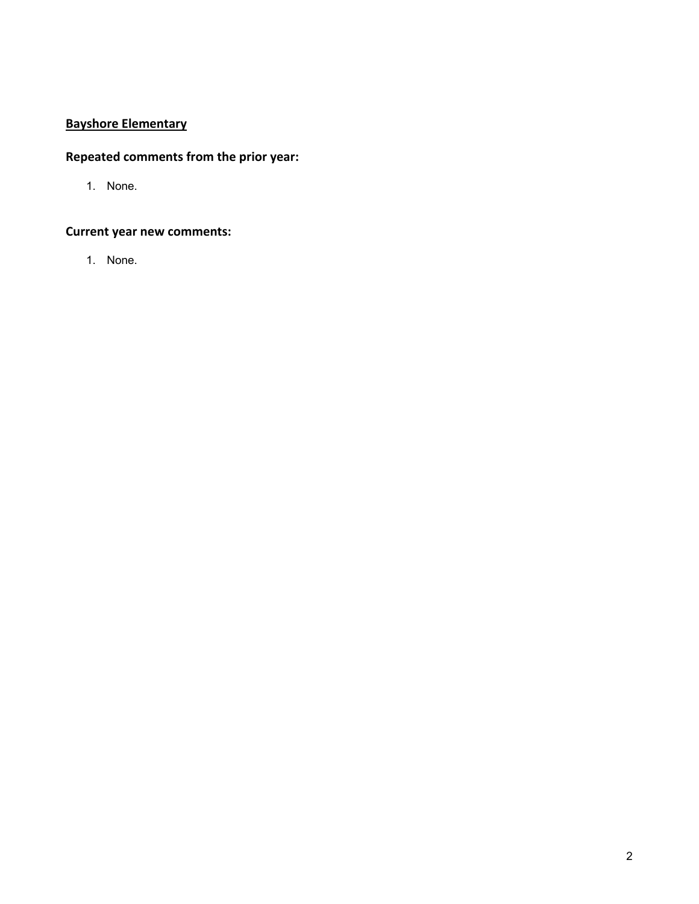**Bayshore Elementary**

### Repeated comments from the prior year:

1. None.

### Current year new comments:

1. None.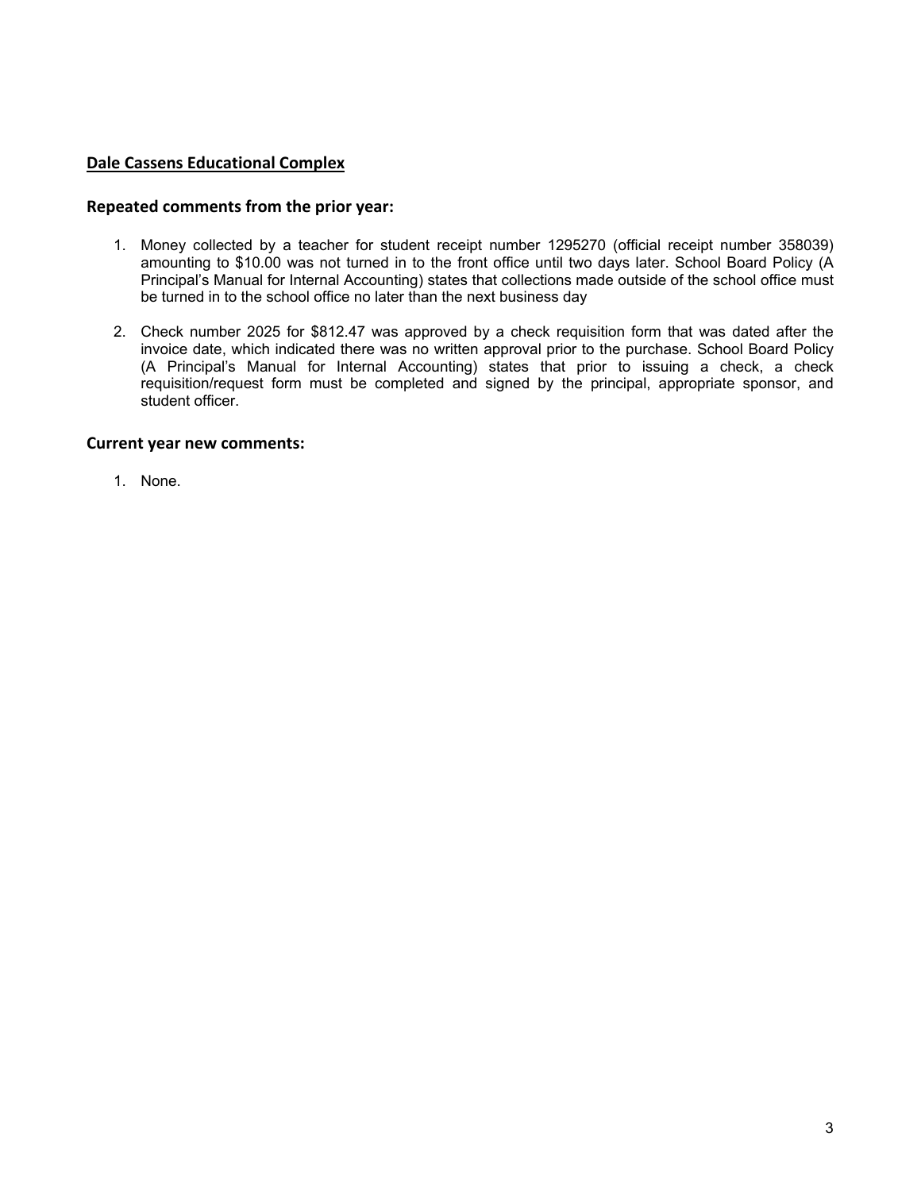## Dale Cassens Educational Complex

### Repeated comments from the prior year:

1. Money collected by a teacher for student receipt number 1295270 (official receipt number 358039) amounting to $10.00 was not turned in to the front office until two days later. School Board Policy (A Principal's Manual for Internal Accounting) states that collections made outside of the school office must be turned in to the school office no later than the next business day

2. Check number 2025 for $812.47 was approved by a check requisition form that was dated after the invoice date, which indicated there was no written approval prior to the purchase. School Board Policy (A Principal's Manual for Internal Accounting) states that prior to issuing a check, a check requisition/request form must be completed and signed by the principal, appropriate sponsor, and student officer.

### Current year new comments:

1. None.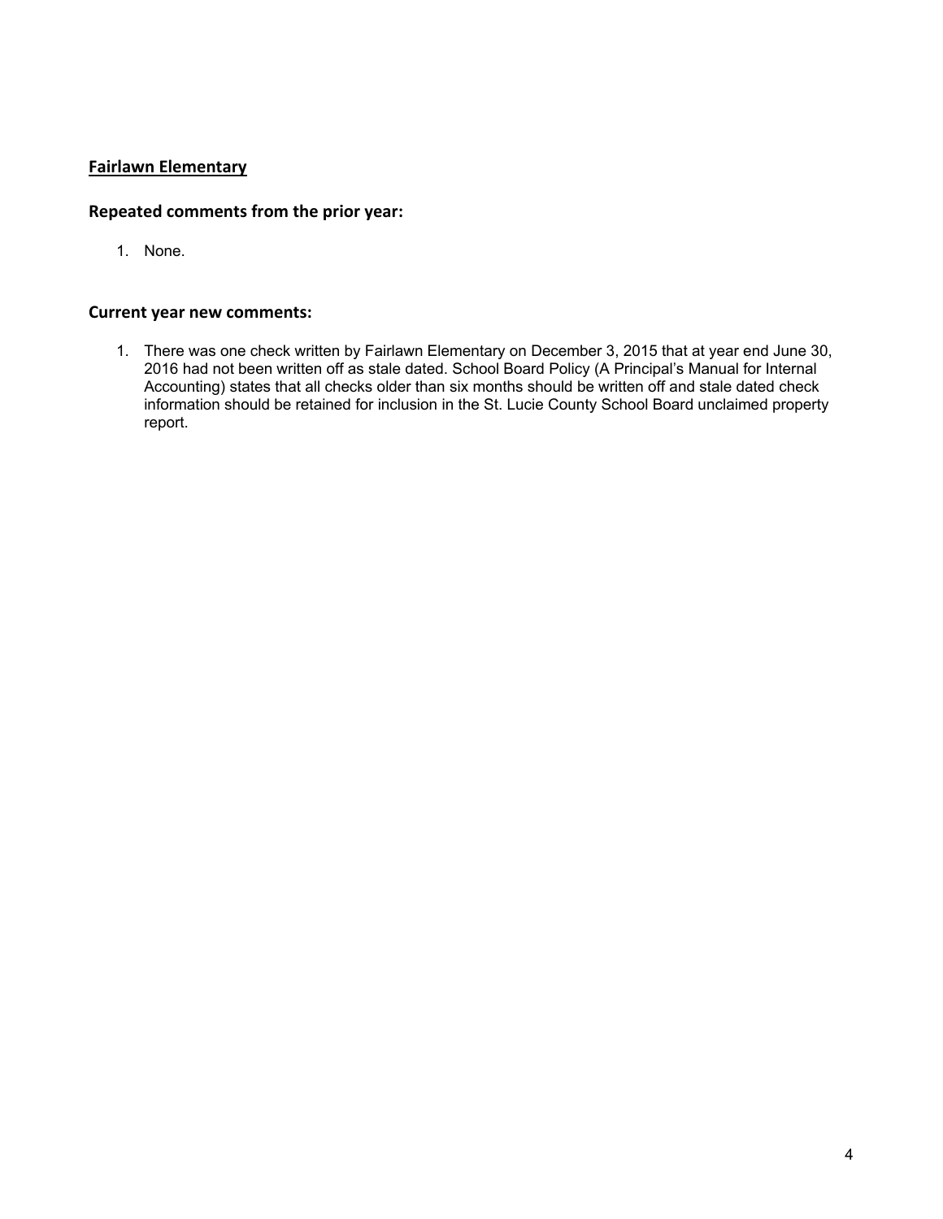## Fairlawn Elementary

### Repeated comments from the prior year:

1. None.

### Current year new comments:

1. There was one check written by Fairlawn Elementary on December 3, 2015 that at year end June 30, 2016 had not been written off as stale dated. School Board Policy (A Principal's Manual for Internal Accounting) states that all checks older than six months should be written off and stale dated check information should be retained for inclusion in the St. Lucie County School Board unclaimed property report.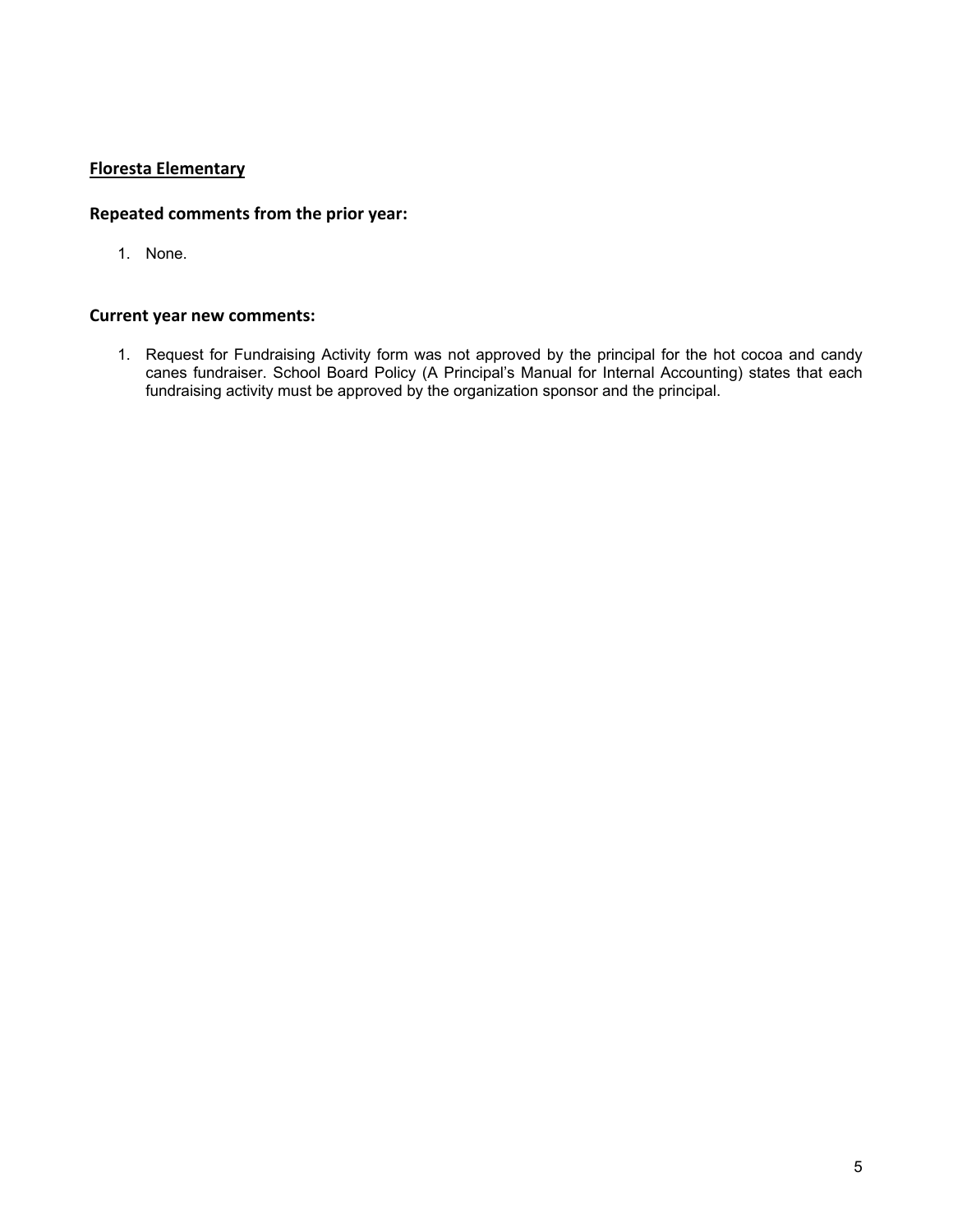## Floresta Elementary

### Repeated comments from the prior year:

1. None.

### Current year new comments:

1. Request for Fundraising Activity form was not approved by the principal for the hot cocoa and candy canes fundraiser. School Board Policy (A Principal's Manual for Internal Accounting) states that each fundraising activity must be approved by the organization sponsor and the principal.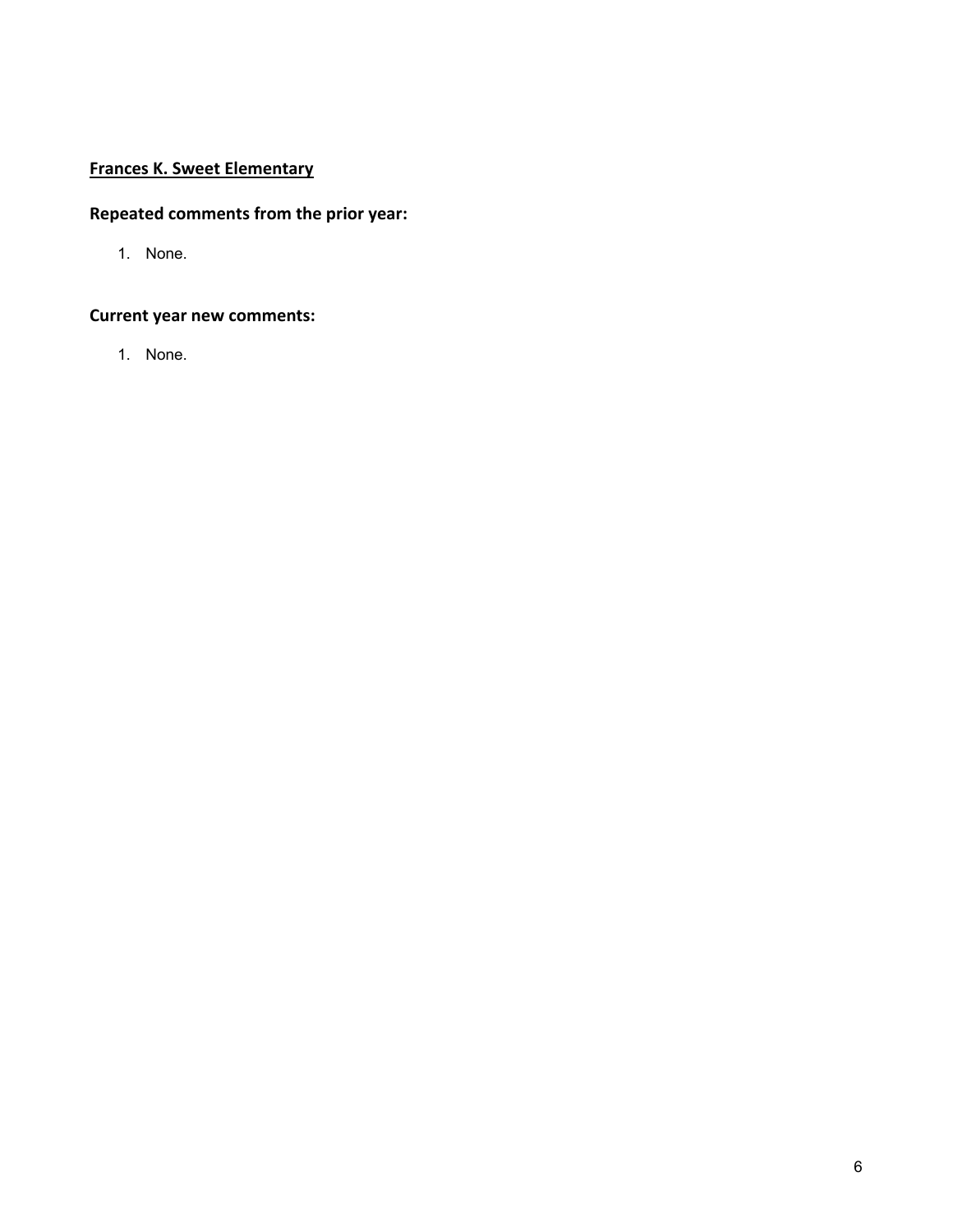**Frances K. Sweet Elementary**

## Repeated comments from the prior year:

1. None.

## Current year new comments:

1. None.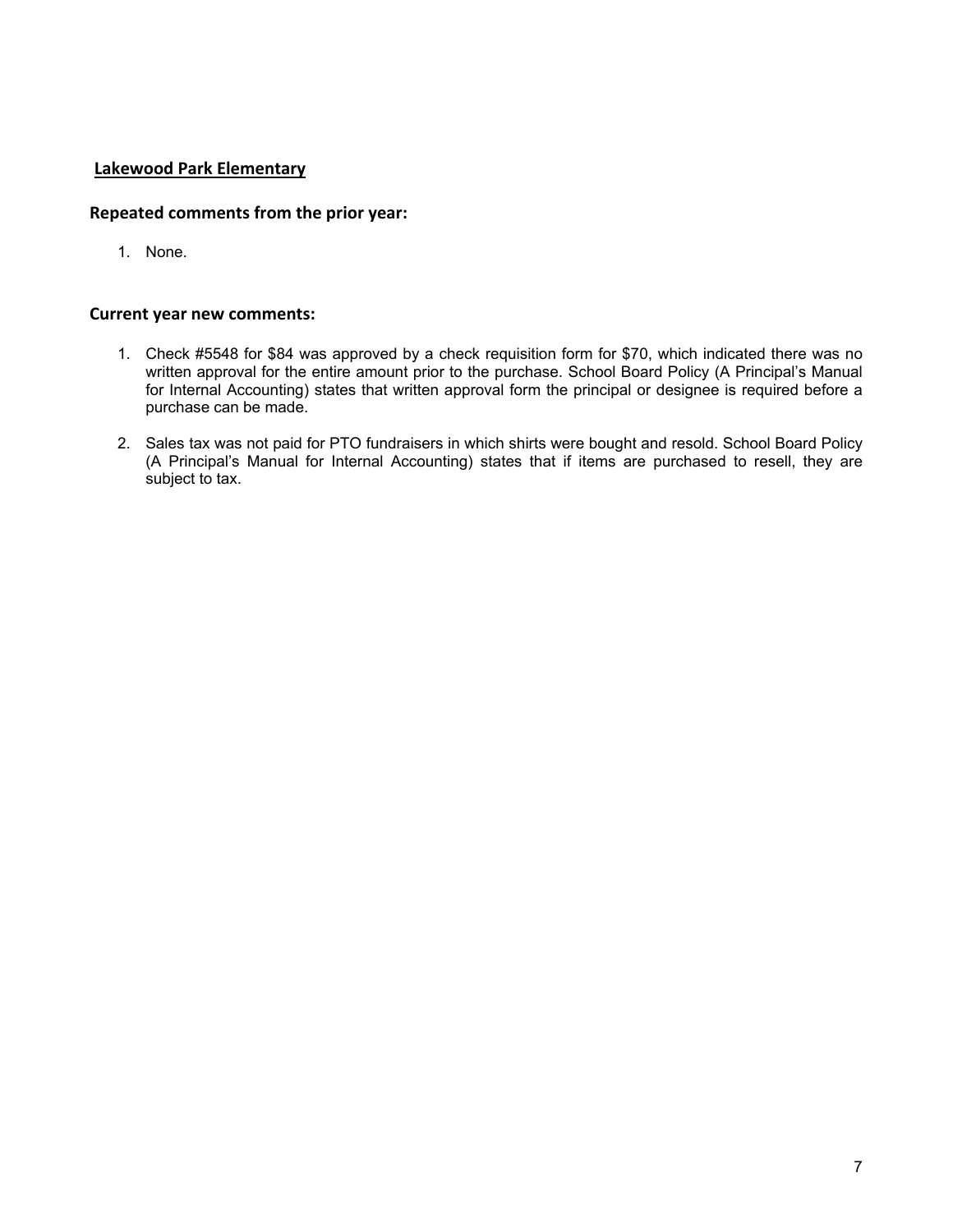## Lakewood Park Elementary

### Repeated comments from the prior year:

1. None.

### Current year new comments:

1. Check #5548 for $84 was approved by a check requisition form for $70, which indicated there was no written approval for the entire amount prior to the purchase. School Board Policy (A Principal's Manual for Internal Accounting) states that written approval form the principal or designee is required before a purchase can be made.

2. Sales tax was not paid for PTO fundraisers in which shirts were bought and resold. School Board Policy (A Principal's Manual for Internal Accounting) states that if items are purchased to resell, they are subject to tax.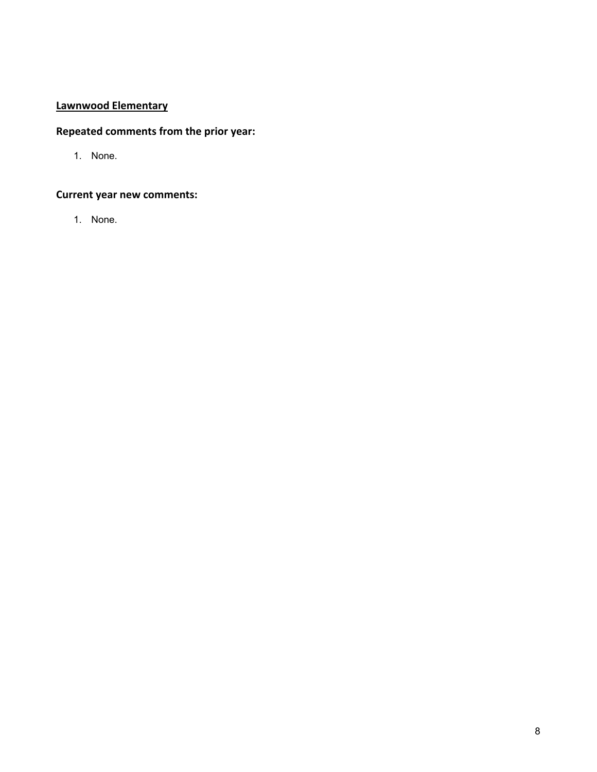## Lawnwood Elementary

### Repeated comments from the prior year:

1. None.

### Current year new comments:

1. None.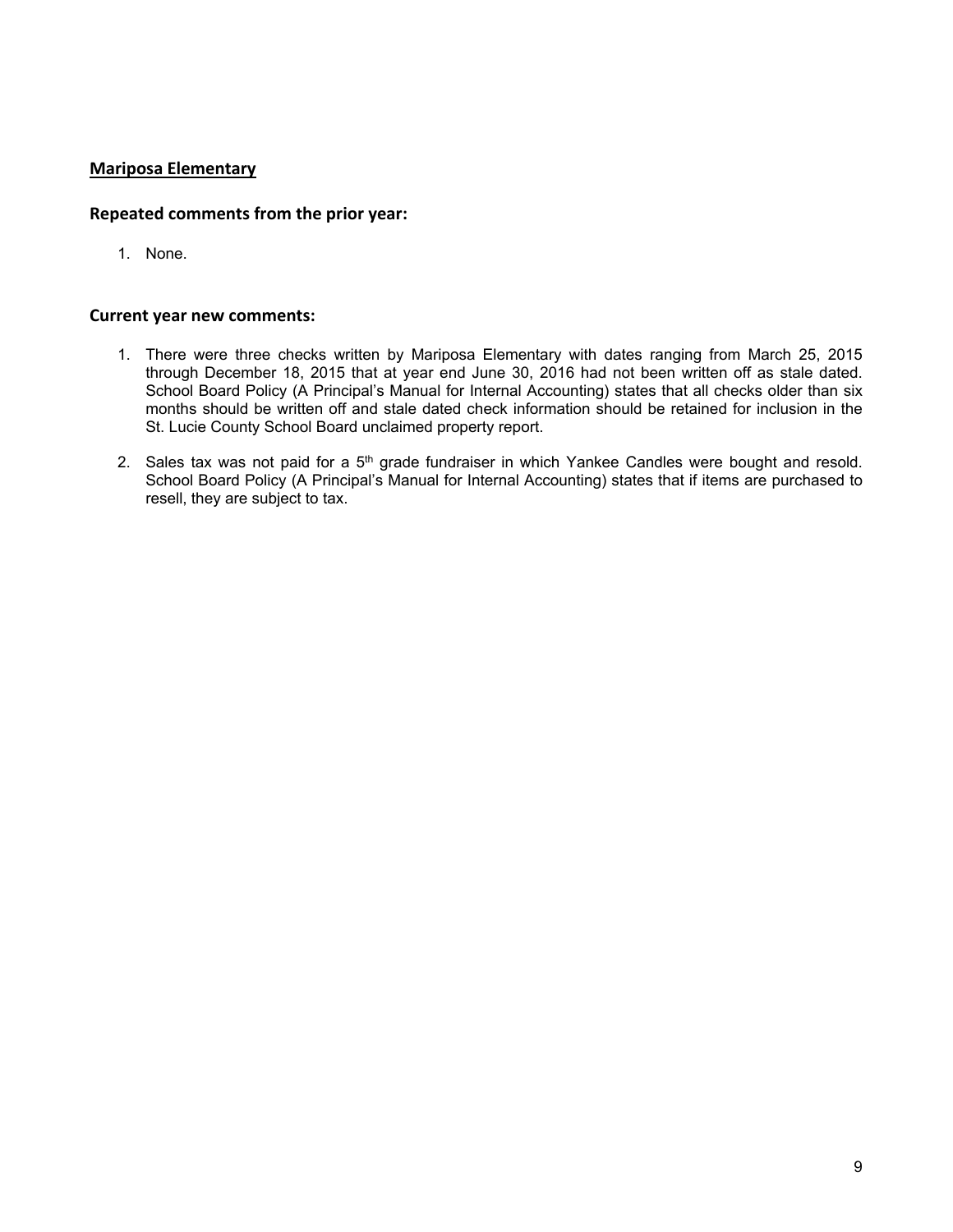## Mariposa Elementary

### Repeated comments from the prior year:

1. None.

### Current year new comments:

1. There were three checks written by Mariposa Elementary with dates ranging from March 25, 2015 through December 18, 2015 that at year end June 30, 2016 had not been written off as stale dated. School Board Policy (A Principal's Manual for Internal Accounting) states that all checks older than six months should be written off and stale dated check information should be retained for inclusion in the St. Lucie County School Board unclaimed property report.

2. Sales tax was not paid for a 5th grade fundraiser in which Yankee Candles were bought and resold. School Board Policy (A Principal's Manual for Internal Accounting) states that if items are purchased to resell, they are subject to tax.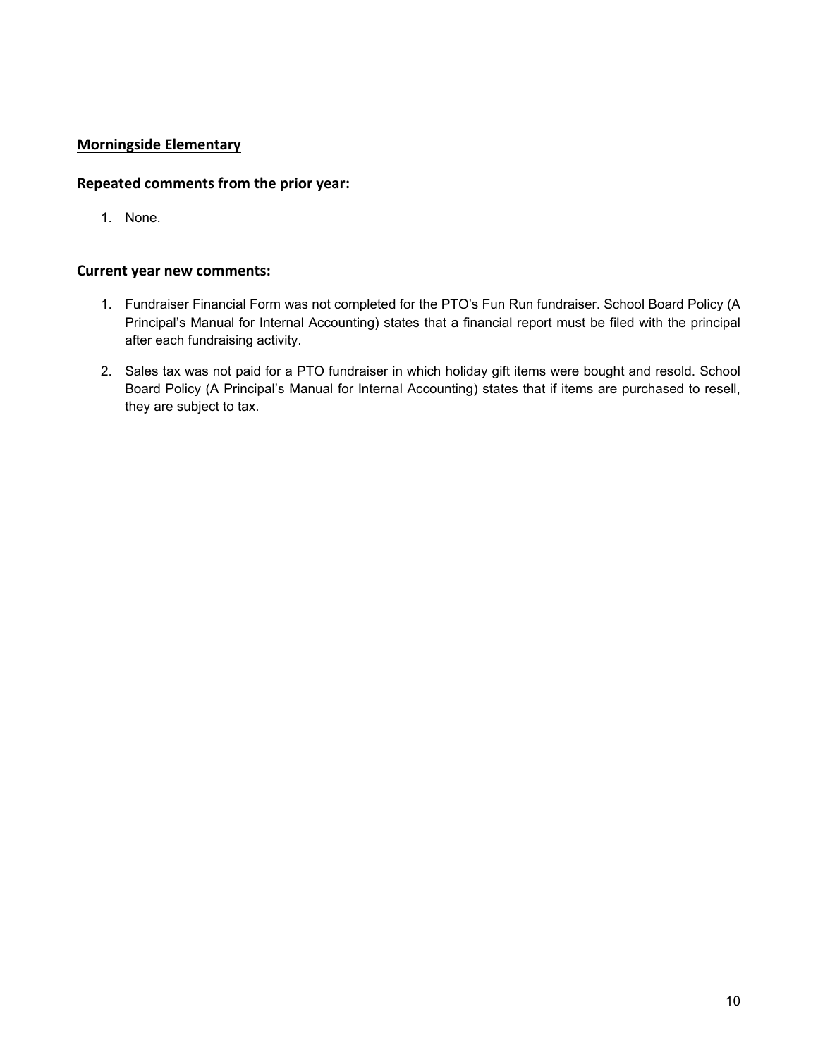## Morningside Elementary

### Repeated comments from the prior year:

1. None.

### Current year new comments:

1. Fundraiser Financial Form was not completed for the PTO's Fun Run fundraiser. School Board Policy (A Principal's Manual for Internal Accounting) states that a financial report must be filed with the principal after each fundraising activity.
2. Sales tax was not paid for a PTO fundraiser in which holiday gift items were bought and resold. School Board Policy (A Principal's Manual for Internal Accounting) states that if items are purchased to resell, they are subject to tax.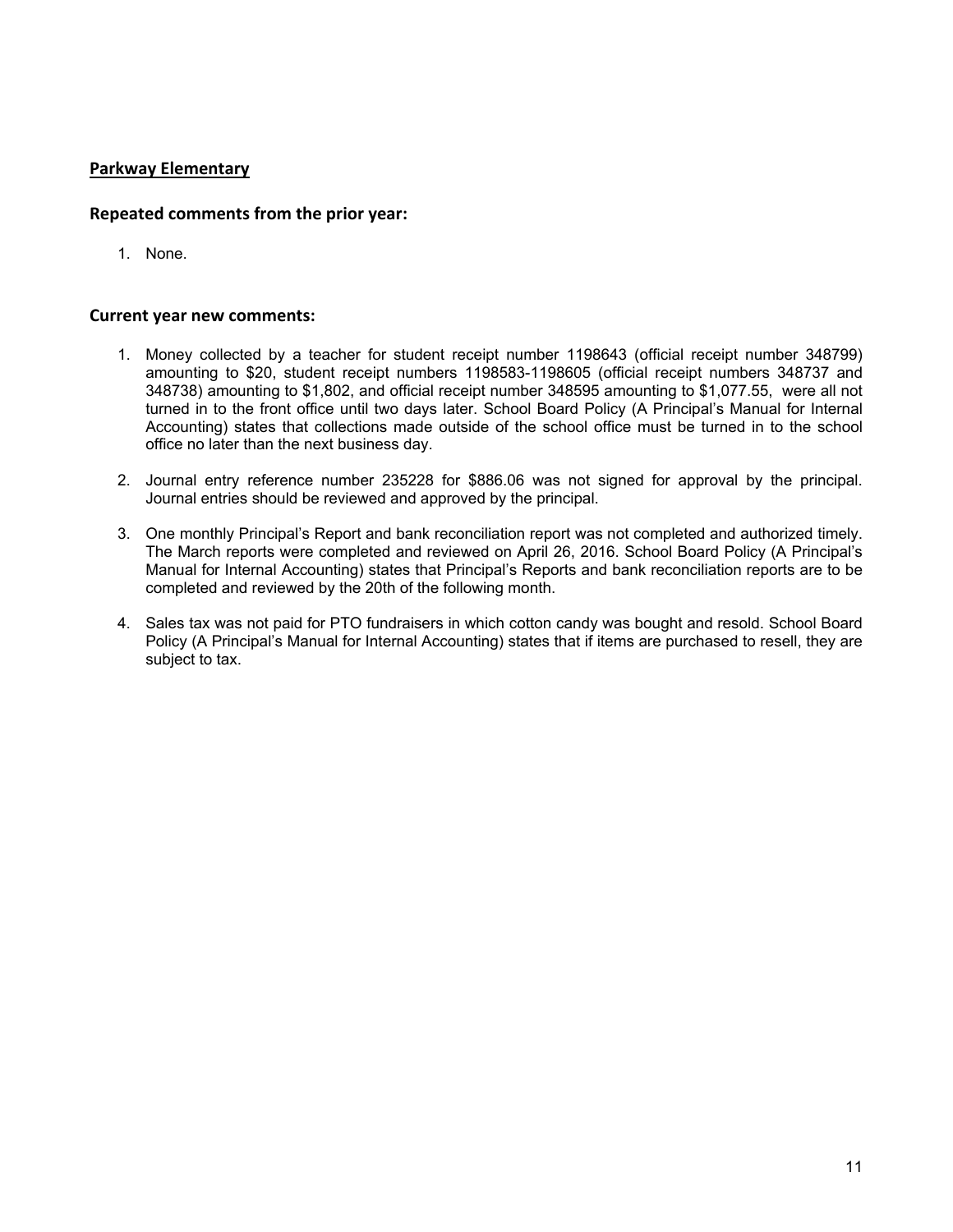## Parkway Elementary

### Repeated comments from the prior year:

1. None.

### Current year new comments:

1. Money collected by a teacher for student receipt number 1198643 (official receipt number 348799) amounting to $20, student receipt numbers 1198583-1198605 (official receipt numbers 348737 and 348738) amounting to $1,802, and official receipt number 348595 amounting to $1,077.55, were all not turned in to the front office until two days later. School Board Policy (A Principal's Manual for Internal Accounting) states that collections made outside of the school office must be turned in to the school office no later than the next business day.

2. Journal entry reference number 235228 for $886.06 was not signed for approval by the principal. Journal entries should be reviewed and approved by the principal.

3. One monthly Principal's Report and bank reconciliation report was not completed and authorized timely. The March reports were completed and reviewed on April 26, 2016. School Board Policy (A Principal's Manual for Internal Accounting) states that Principal's Reports and bank reconciliation reports are to be completed and reviewed by the 20th of the following month.

4. Sales tax was not paid for PTO fundraisers in which cotton candy was bought and resold. School Board Policy (A Principal's Manual for Internal Accounting) states that if items are purchased to resell, they are subject to tax.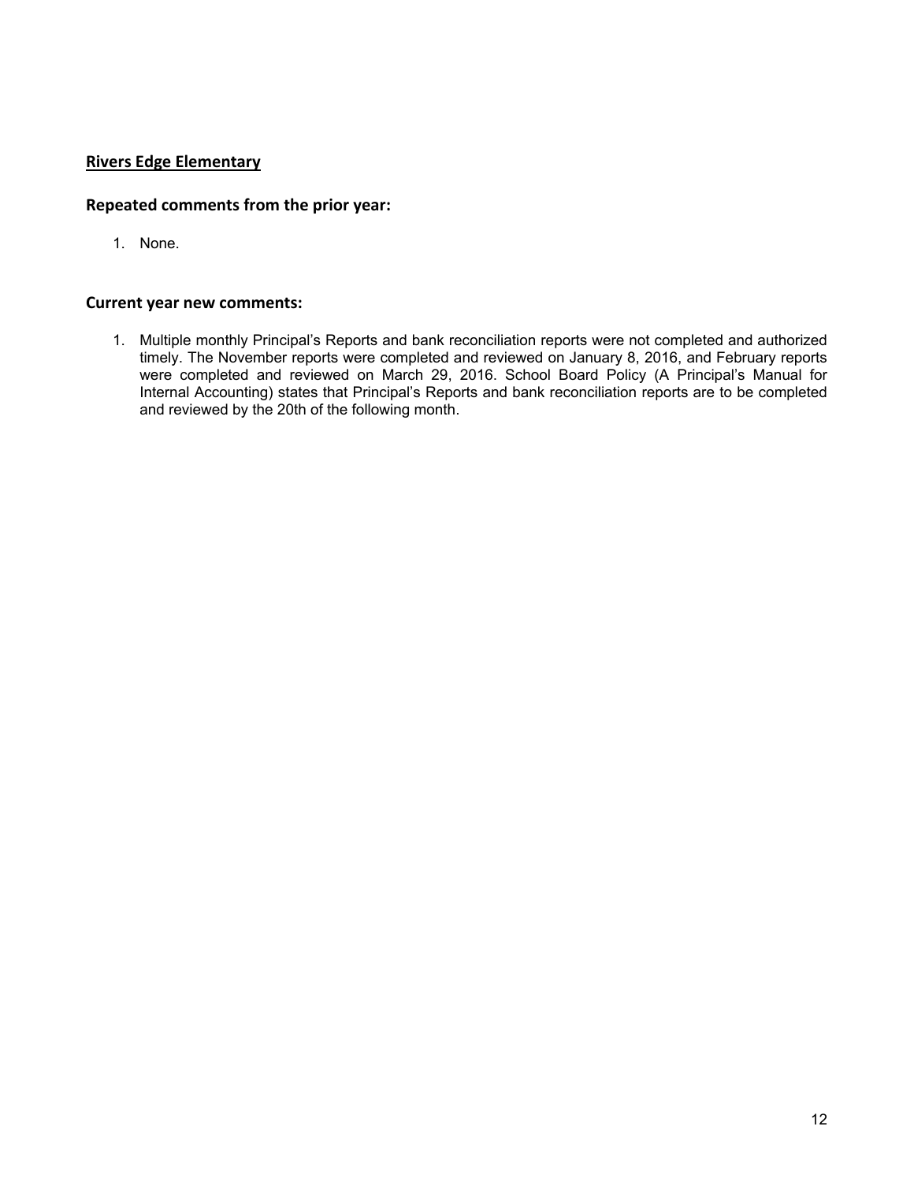## Rivers Edge Elementary

### Repeated comments from the prior year:

1. None.

### Current year new comments:

1. Multiple monthly Principal's Reports and bank reconciliation reports were not completed and authorized timely. The November reports were completed and reviewed on January 8, 2016, and February reports were completed and reviewed on March 29, 2016. School Board Policy (A Principal's Manual for Internal Accounting) states that Principal's Reports and bank reconciliation reports are to be completed and reviewed by the 20th of the following month.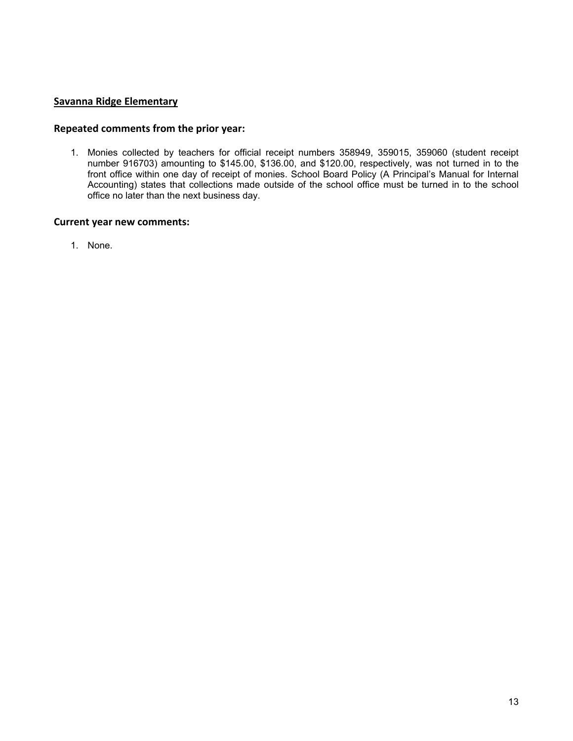## Savanna Ridge Elementary

### Repeated comments from the prior year:

1. Monies collected by teachers for official receipt numbers 358949, 359015, 359060 (student receipt number 916703) amounting to $145.00, $136.00, and $120.00, respectively, was not turned in to the front office within one day of receipt of monies. School Board Policy (A Principal's Manual for Internal Accounting) states that collections made outside of the school office must be turned in to the school office no later than the next business day.

### Current year new comments:

1. None.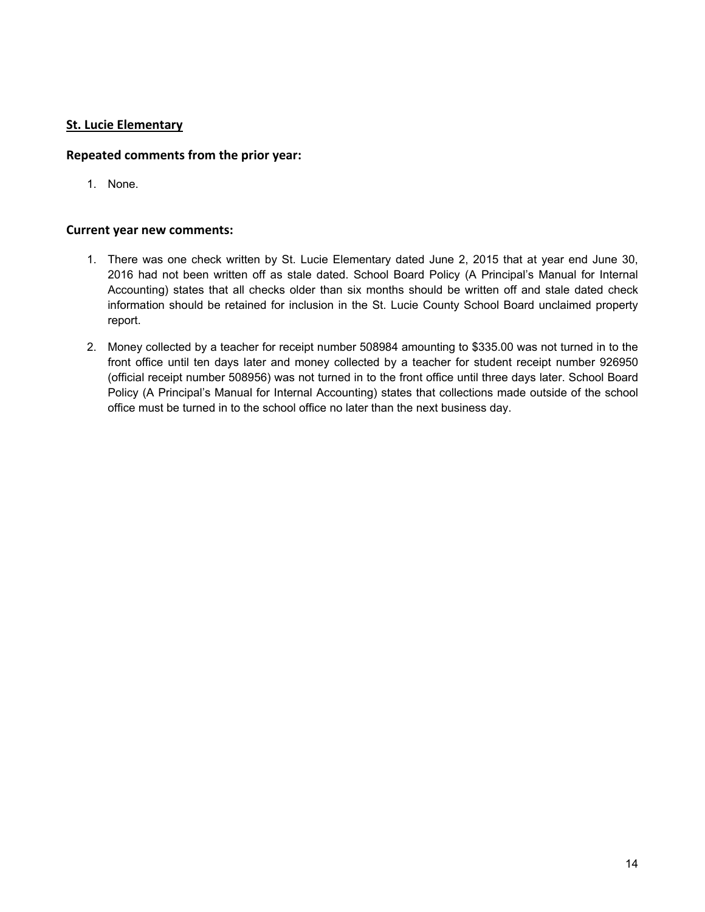## St. Lucie Elementary

### Repeated comments from the prior year:

1. None.

### Current year new comments:

1. There was one check written by St. Lucie Elementary dated June 2, 2015 that at year end June 30, 2016 had not been written off as stale dated. School Board Policy (A Principal's Manual for Internal Accounting) states that all checks older than six months should be written off and stale dated check information should be retained for inclusion in the St. Lucie County School Board unclaimed property report.

2. Money collected by a teacher for receipt number 508984 amounting to $335.00 was not turned in to the front office until ten days later and money collected by a teacher for student receipt number 926950 (official receipt number 508956) was not turned in to the front office until three days later. School Board Policy (A Principal's Manual for Internal Accounting) states that collections made outside of the school office must be turned in to the school office no later than the next business day.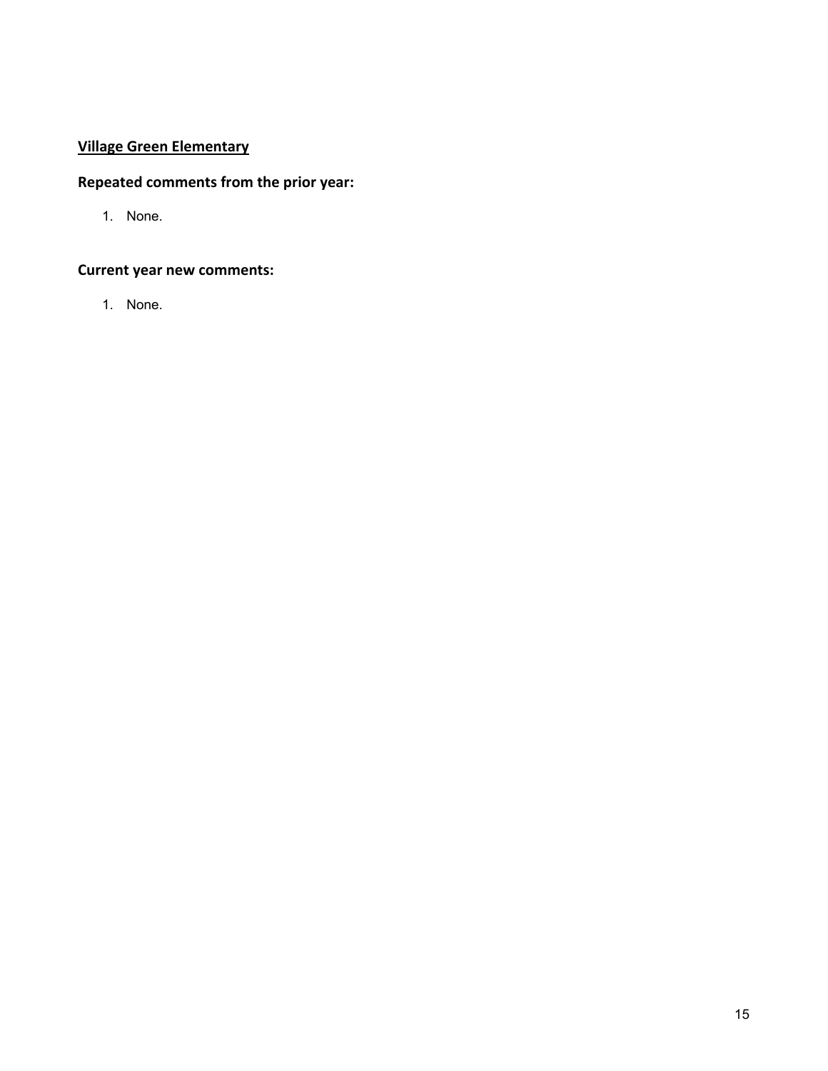**Village Green Elementary**

## Repeated comments from the prior year:

1. None.

## Current year new comments:

1. None.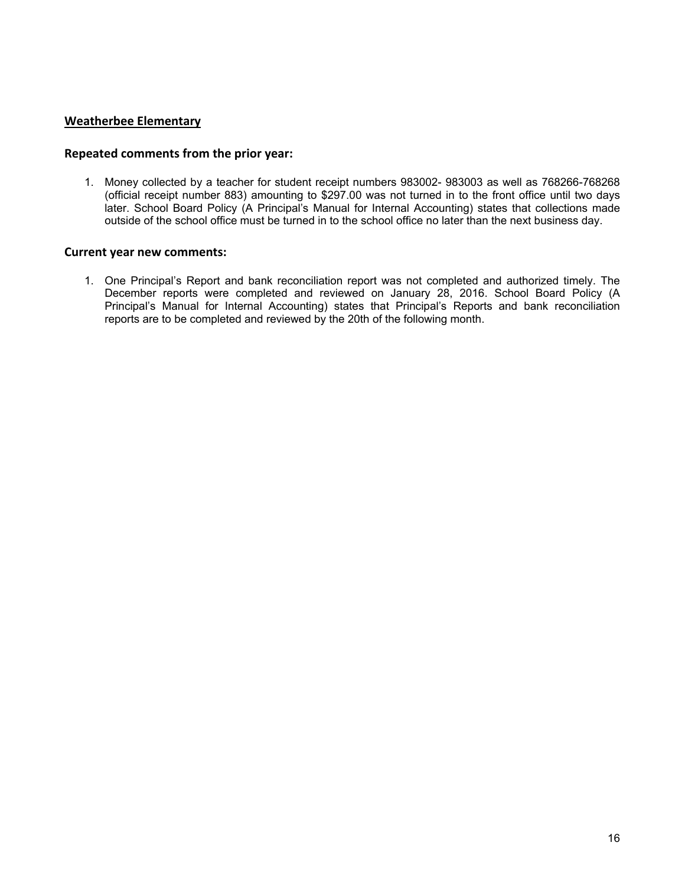## <u>Weatherbee Elementary</u>

### Repeated comments from the prior year:

1. Money collected by a teacher for student receipt numbers 983002- 983003 as well as 768266-768268 (official receipt number 883) amounting to $297.00 was not turned in to the front office until two days later. School Board Policy (A Principal's Manual for Internal Accounting) states that collections made outside of the school office must be turned in to the school office no later than the next business day.

### Current year new comments:

1. One Principal's Report and bank reconciliation report was not completed and authorized timely. The December reports were completed and reviewed on January 28, 2016. School Board Policy (A Principal's Manual for Internal Accounting) states that Principal's Reports and bank reconciliation reports are to be completed and reviewed by the 20th of the following month.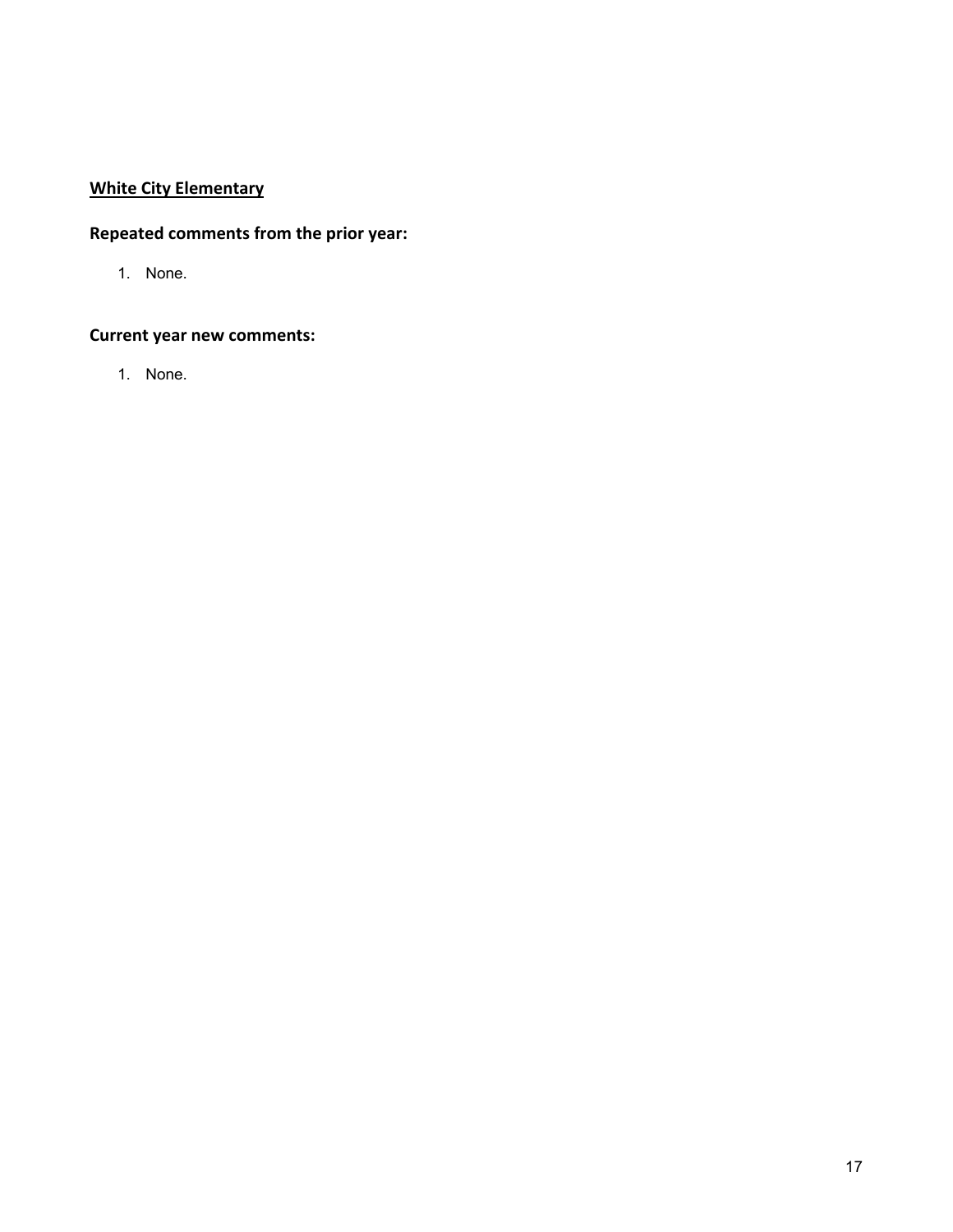**White City Elementary**

## Repeated comments from the prior year:

1. None.

## Current year new comments:

1. None.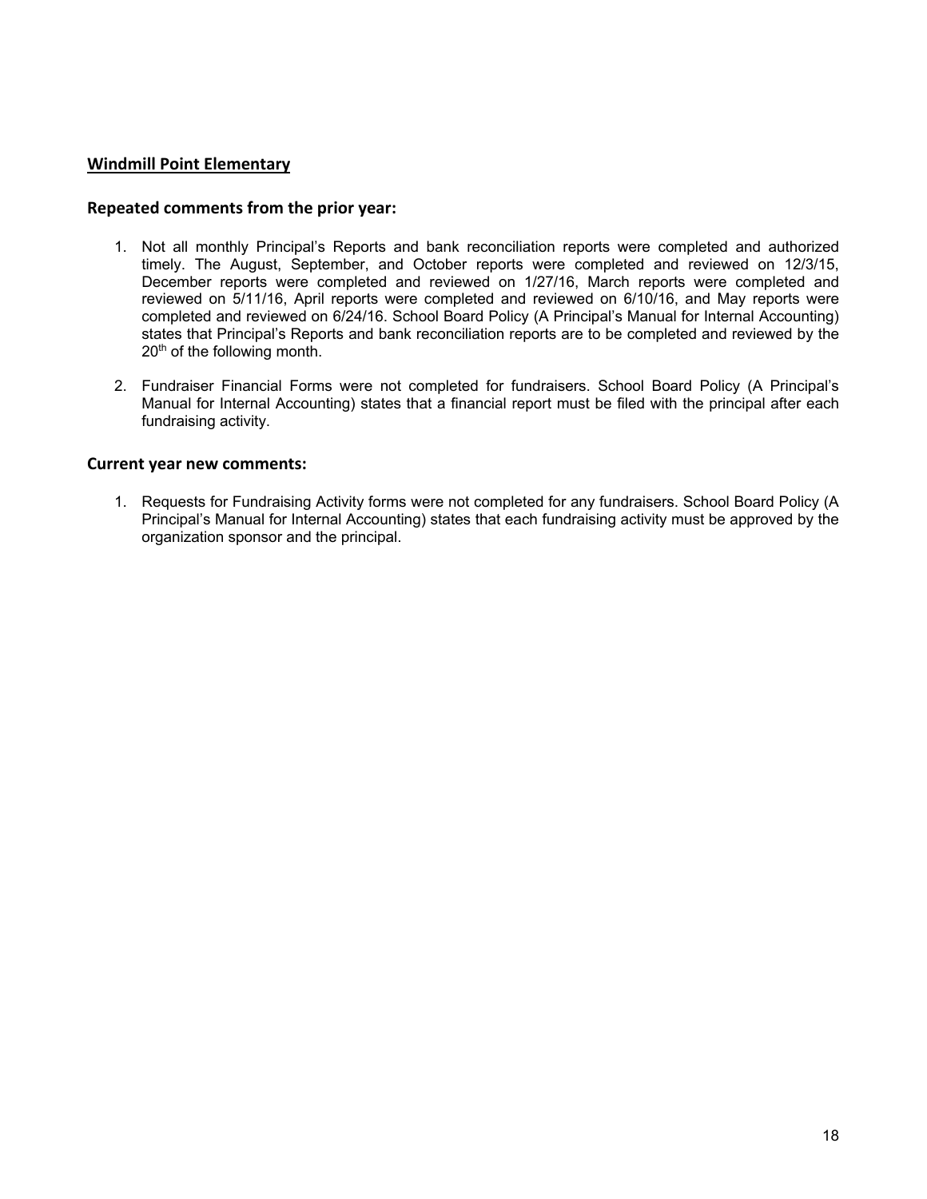## Windmill Point Elementary

### Repeated comments from the prior year:

1. Not all monthly Principal's Reports and bank reconciliation reports were completed and authorized timely. The August, September, and October reports were completed and reviewed on 12/3/15, December reports were completed and reviewed on 1/27/16, March reports were completed and reviewed on 5/11/16, April reports were completed and reviewed on 6/10/16, and May reports were completed and reviewed on 6/24/16. School Board Policy (A Principal's Manual for Internal Accounting) states that Principal's Reports and bank reconciliation reports are to be completed and reviewed by the 20th of the following month.

2. Fundraiser Financial Forms were not completed for fundraisers. School Board Policy (A Principal's Manual for Internal Accounting) states that a financial report must be filed with the principal after each fundraising activity.

### Current year new comments:

1. Requests for Fundraising Activity forms were not completed for any fundraisers. School Board Policy (A Principal's Manual for Internal Accounting) states that each fundraising activity must be approved by the organization sponsor and the principal.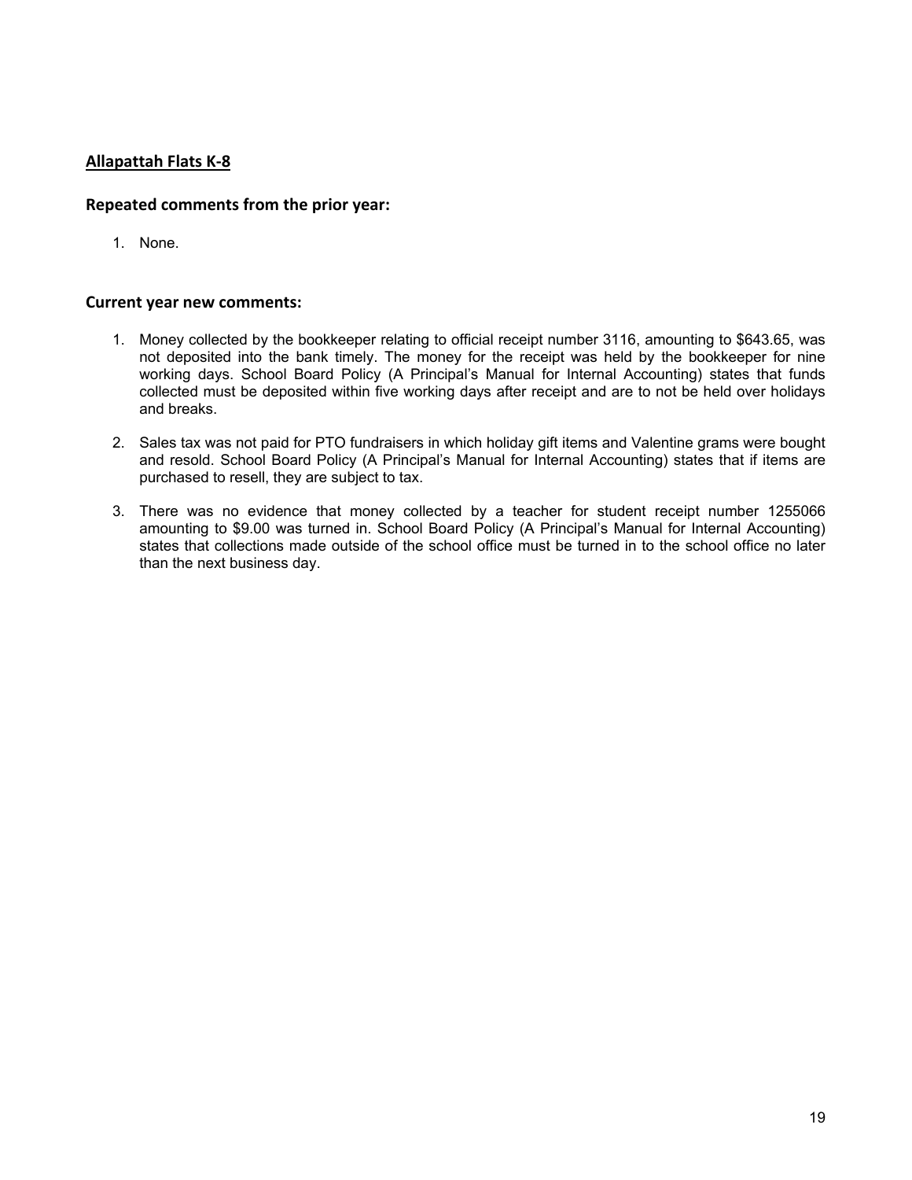## Allapattah Flats K-8

### Repeated comments from the prior year:

1. None.

### Current year new comments:

1. Money collected by the bookkeeper relating to official receipt number 3116, amounting to $643.65, was not deposited into the bank timely. The money for the receipt was held by the bookkeeper for nine working days. School Board Policy (A Principal's Manual for Internal Accounting) states that funds collected must be deposited within five working days after receipt and are to not be held over holidays and breaks.

2. Sales tax was not paid for PTO fundraisers in which holiday gift items and Valentine grams were bought and resold. School Board Policy (A Principal's Manual for Internal Accounting) states that if items are purchased to resell, they are subject to tax.

3. There was no evidence that money collected by a teacher for student receipt number 1255066 amounting to $9.00 was turned in. School Board Policy (A Principal's Manual for Internal Accounting) states that collections made outside of the school office must be turned in to the school office no later than the next business day.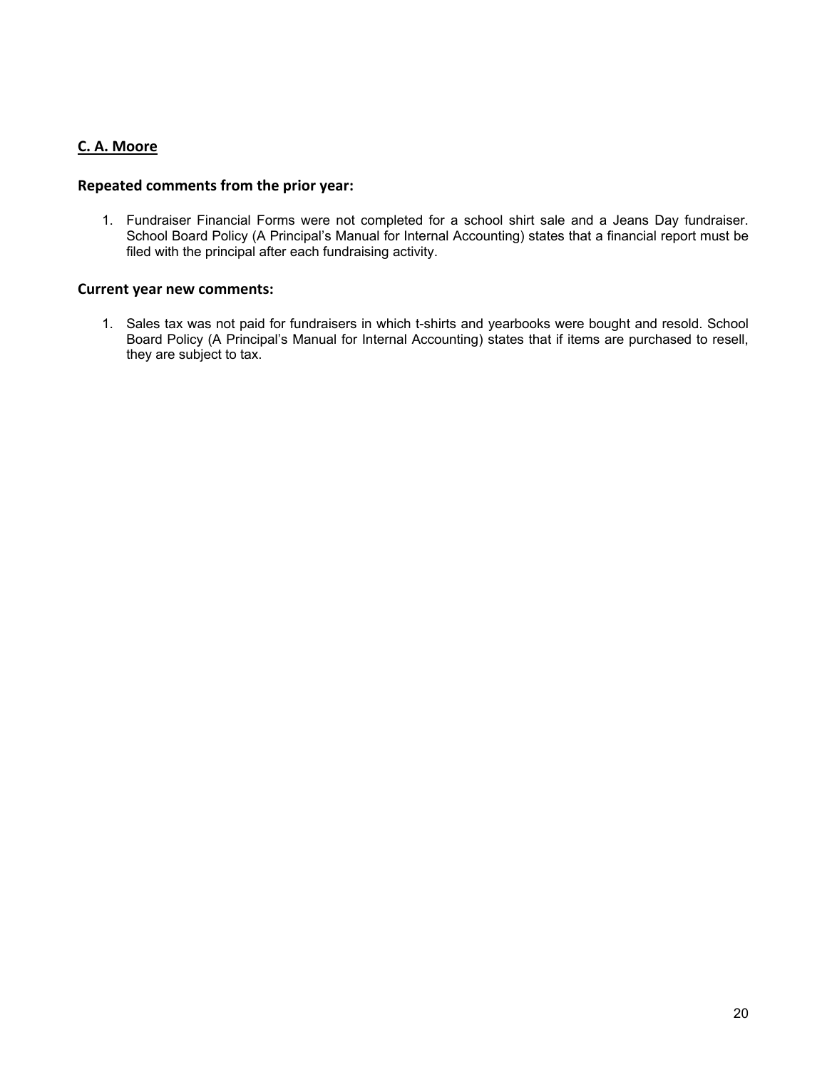## C. A. Moore

### Repeated comments from the prior year:

1. Fundraiser Financial Forms were not completed for a school shirt sale and a Jeans Day fundraiser. School Board Policy (A Principal's Manual for Internal Accounting) states that a financial report must be filed with the principal after each fundraising activity.

### Current year new comments:

1. Sales tax was not paid for fundraisers in which t-shirts and yearbooks were bought and resold. School Board Policy (A Principal's Manual for Internal Accounting) states that if items are purchased to resell, they are subject to tax.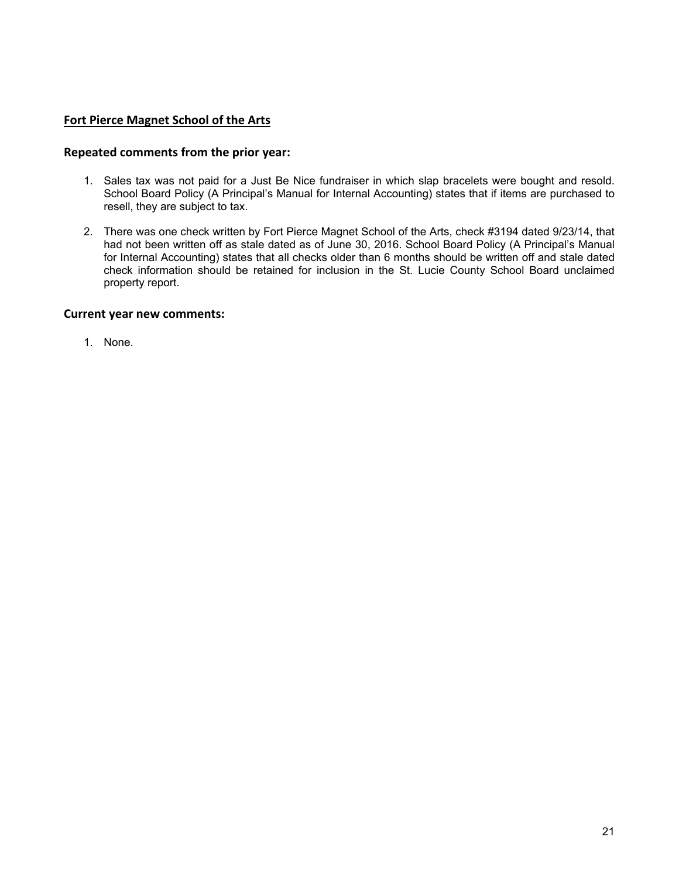## Fort Pierce Magnet School of the Arts

### Repeated comments from the prior year:

1. Sales tax was not paid for a Just Be Nice fundraiser in which slap bracelets were bought and resold. School Board Policy (A Principal's Manual for Internal Accounting) states that if items are purchased to resell, they are subject to tax.

2. There was one check written by Fort Pierce Magnet School of the Arts, check #3194 dated 9/23/14, that had not been written off as stale dated as of June 30, 2016. School Board Policy (A Principal's Manual for Internal Accounting) states that all checks older than 6 months should be written off and stale dated check information should be retained for inclusion in the St. Lucie County School Board unclaimed property report.

### Current year new comments:

1. None.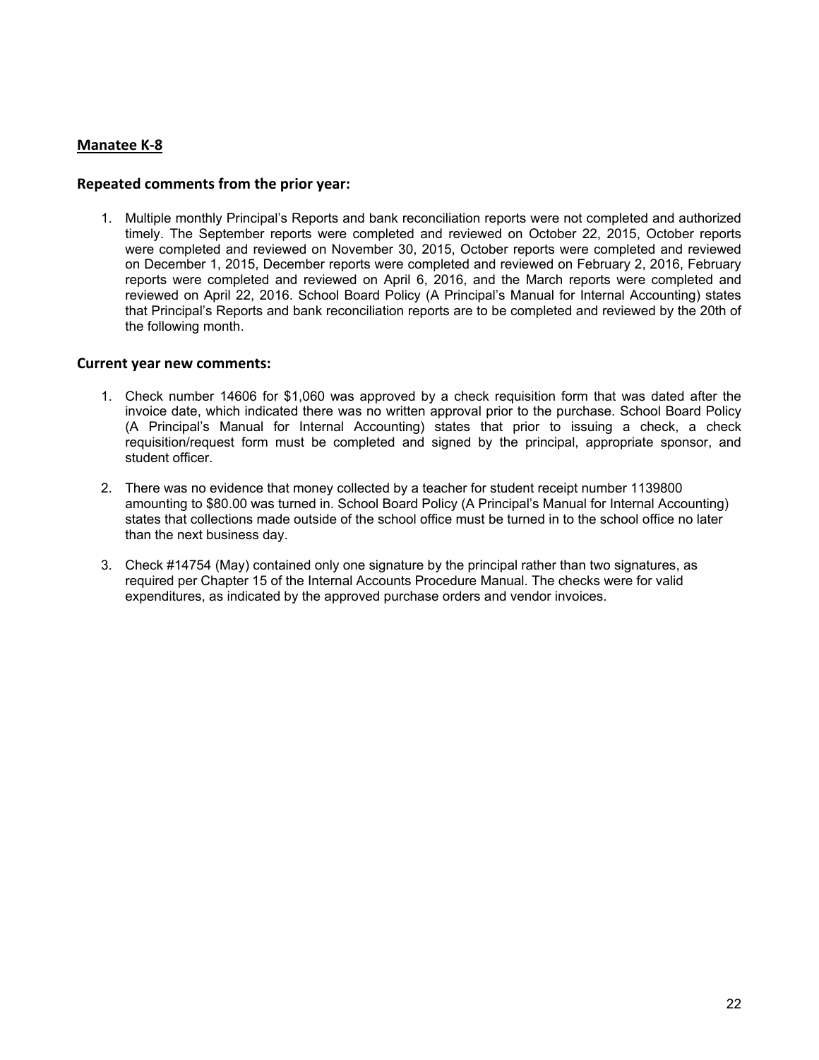## Manatee K-8

### Repeated comments from the prior year:

1. Multiple monthly Principal's Reports and bank reconciliation reports were not completed and authorized timely. The September reports were completed and reviewed on October 22, 2015, October reports were completed and reviewed on November 30, 2015, October reports were completed and reviewed on December 1, 2015, December reports were completed and reviewed on February 2, 2016, February reports were completed and reviewed on April 6, 2016, and the March reports were completed and reviewed on April 22, 2016. School Board Policy (A Principal's Manual for Internal Accounting) states that Principal's Reports and bank reconciliation reports are to be completed and reviewed by the 20th of the following month.

### Current year new comments:

1. Check number 14606 for $1,060 was approved by a check requisition form that was dated after the invoice date, which indicated there was no written approval prior to the purchase. School Board Policy (A Principal's Manual for Internal Accounting) states that prior to issuing a check, a check requisition/request form must be completed and signed by the principal, appropriate sponsor, and student officer.

2. There was no evidence that money collected by a teacher for student receipt number 1139800 amounting to $80.00 was turned in. School Board Policy (A Principal's Manual for Internal Accounting) states that collections made outside of the school office must be turned in to the school office no later than the next business day.

3. Check #14754 (May) contained only one signature by the principal rather than two signatures, as required per Chapter 15 of the Internal Accounts Procedure Manual. The checks were for valid expenditures, as indicated by the approved purchase orders and vendor invoices.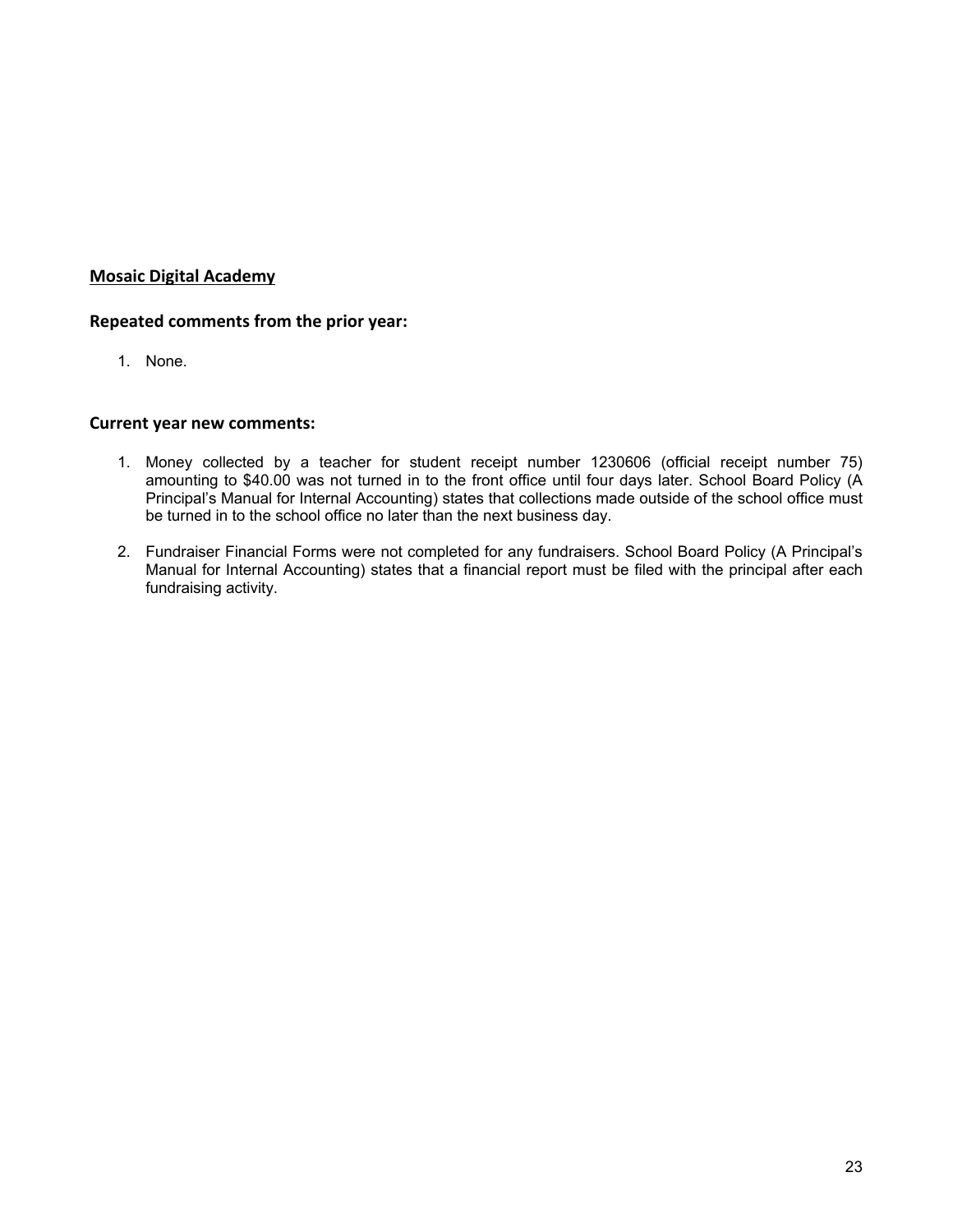## Mosaic Digital Academy

### Repeated comments from the prior year:

1. None.

### Current year new comments:

1. Money collected by a teacher for student receipt number 1230606 (official receipt number 75) amounting to $40.00 was not turned in to the front office until four days later. School Board Policy (A Principal's Manual for Internal Accounting) states that collections made outside of the school office must be turned in to the school office no later than the next business day.

2. Fundraiser Financial Forms were not completed for any fundraisers. School Board Policy (A Principal's Manual for Internal Accounting) states that a financial report must be filed with the principal after each fundraising activity.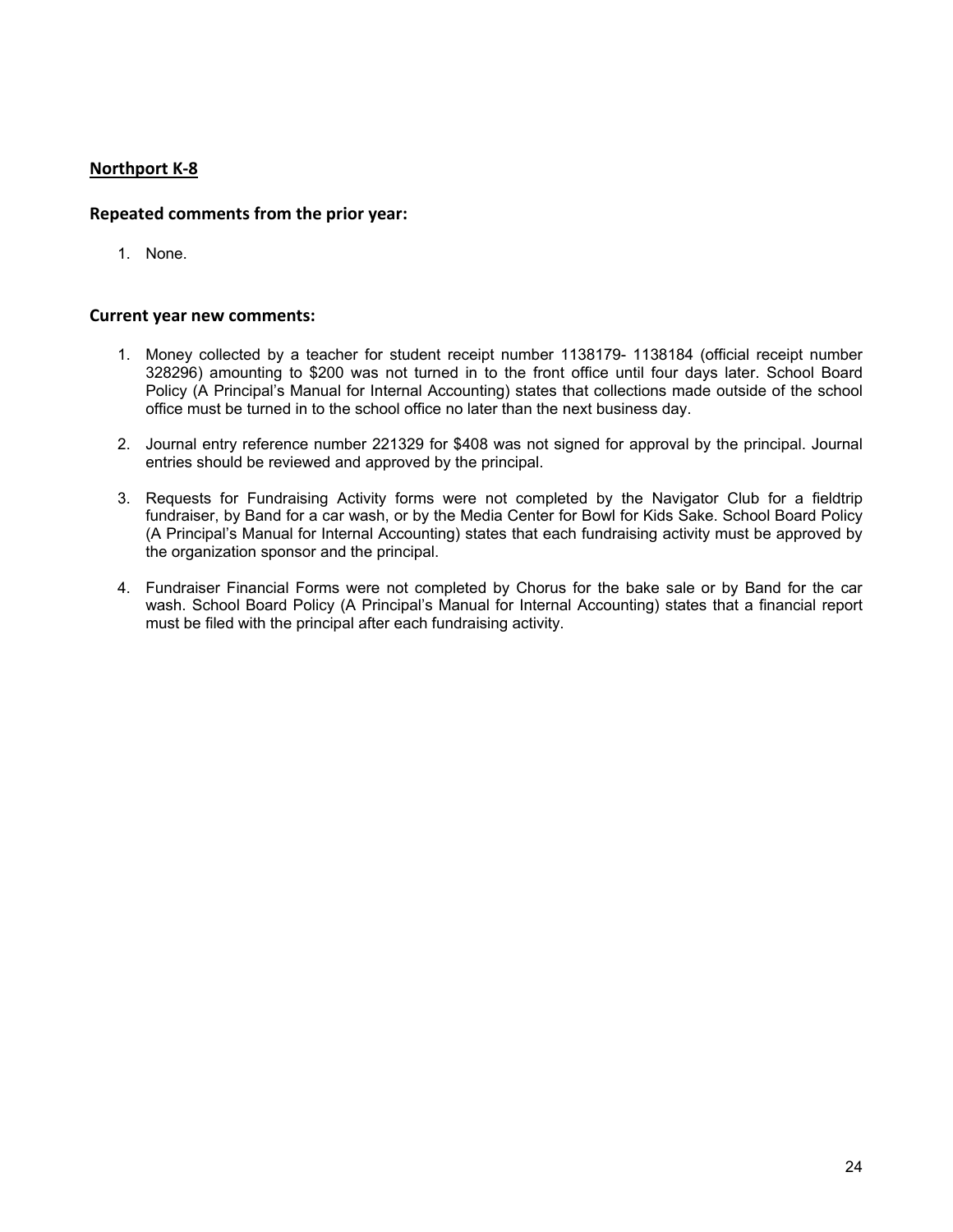## Northport K-8

### Repeated comments from the prior year:

1. None.

### Current year new comments:

1. Money collected by a teacher for student receipt number 1138179- 1138184 (official receipt number 328296) amounting to $200 was not turned in to the front office until four days later. School Board Policy (A Principal's Manual for Internal Accounting) states that collections made outside of the school office must be turned in to the school office no later than the next business day.

2. Journal entry reference number 221329 for $408 was not signed for approval by the principal. Journal entries should be reviewed and approved by the principal.

3. Requests for Fundraising Activity forms were not completed by the Navigator Club for a fieldtrip fundraiser, by Band for a car wash, or by the Media Center for Bowl for Kids Sake. School Board Policy (A Principal's Manual for Internal Accounting) states that each fundraising activity must be approved by the organization sponsor and the principal.

4. Fundraiser Financial Forms were not completed by Chorus for the bake sale or by Band for the car wash. School Board Policy (A Principal's Manual for Internal Accounting) states that a financial report must be filed with the principal after each fundraising activity.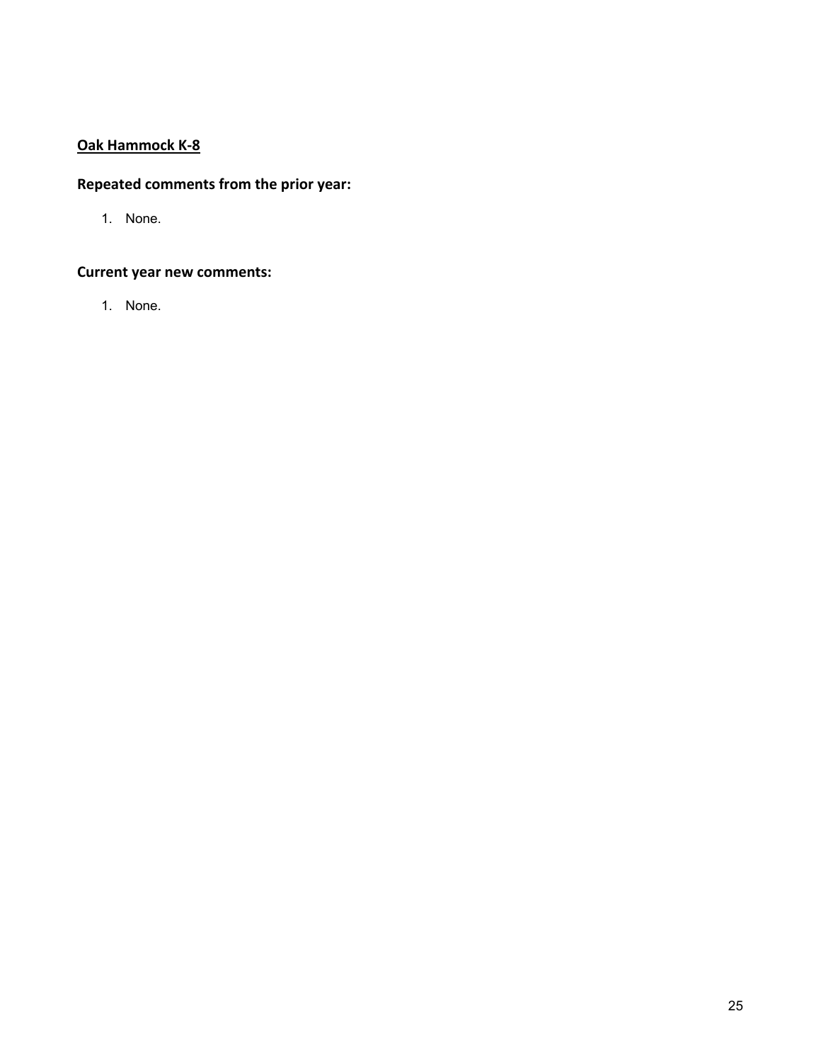**Oak Hammock K-8**

**Repeated comments from the prior year:**

1. None.

**Current year new comments:**

1. None.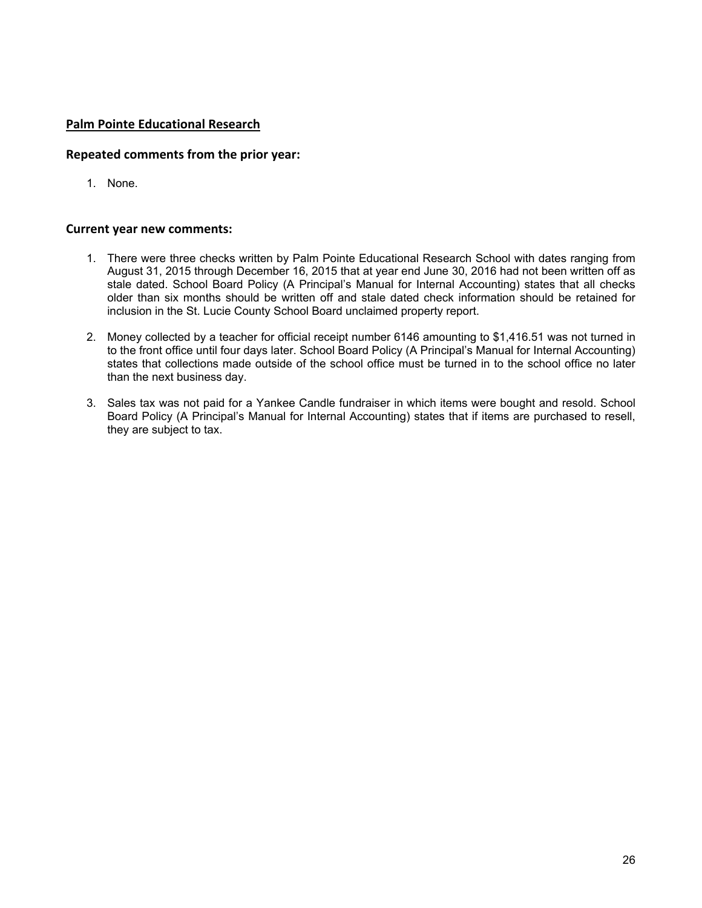## Palm Pointe Educational Research

### Repeated comments from the prior year:

1. None.

### Current year new comments:

1. There were three checks written by Palm Pointe Educational Research School with dates ranging from August 31, 2015 through December 16, 2015 that at year end June 30, 2016 had not been written off as stale dated. School Board Policy (A Principal's Manual for Internal Accounting) states that all checks older than six months should be written off and stale dated check information should be retained for inclusion in the St. Lucie County School Board unclaimed property report.

2. Money collected by a teacher for official receipt number 6146 amounting to $1,416.51 was not turned in to the front office until four days later. School Board Policy (A Principal's Manual for Internal Accounting) states that collections made outside of the school office must be turned in to the school office no later than the next business day.

3. Sales tax was not paid for a Yankee Candle fundraiser in which items were bought and resold. School Board Policy (A Principal's Manual for Internal Accounting) states that if items are purchased to resell, they are subject to tax.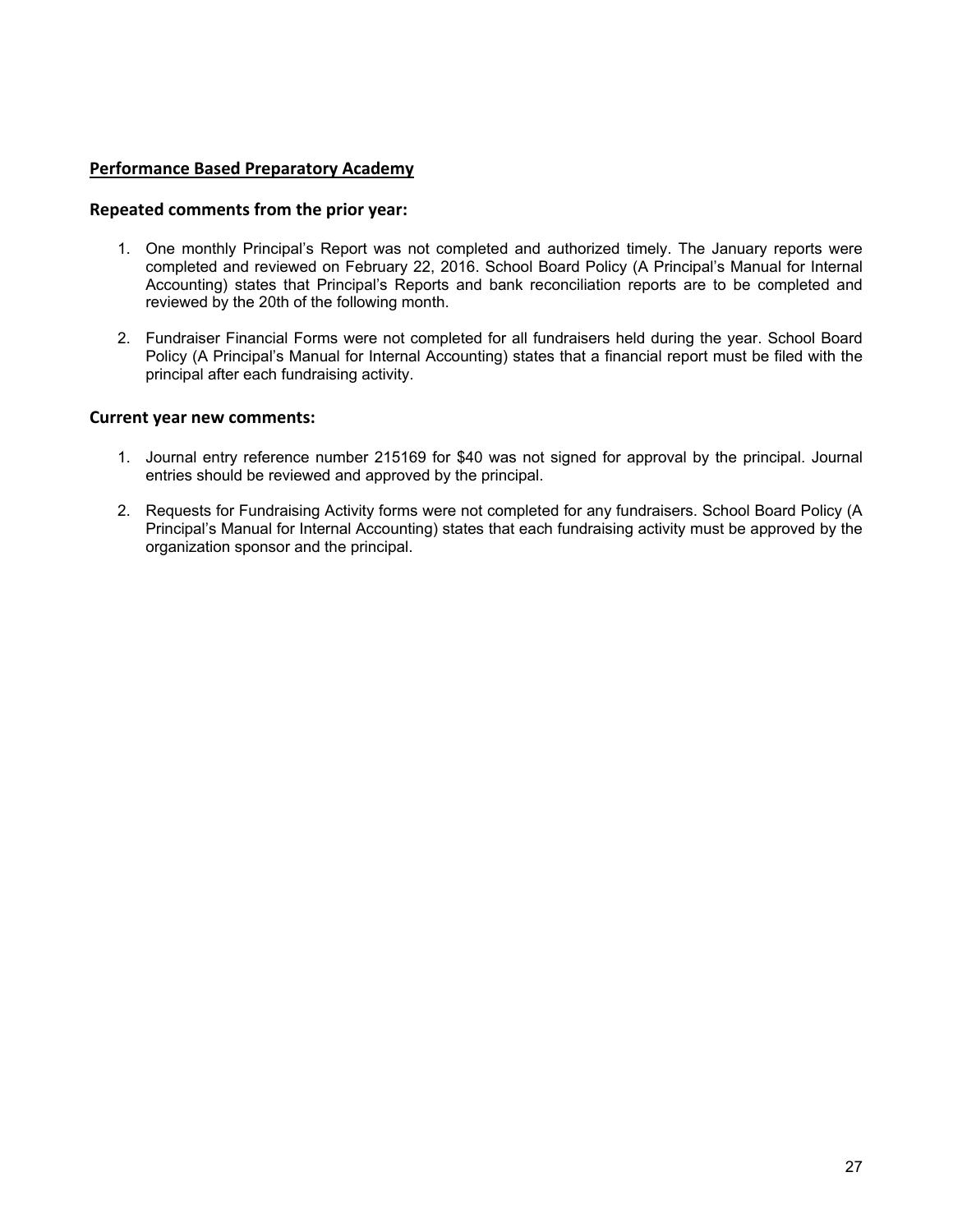## Performance Based Preparatory Academy

### Repeated comments from the prior year:

1. One monthly Principal's Report was not completed and authorized timely. The January reports were completed and reviewed on February 22, 2016. School Board Policy (A Principal's Manual for Internal Accounting) states that Principal's Reports and bank reconciliation reports are to be completed and reviewed by the 20th of the following month.

2. Fundraiser Financial Forms were not completed for all fundraisers held during the year. School Board Policy (A Principal's Manual for Internal Accounting) states that a financial report must be filed with the principal after each fundraising activity.

### Current year new comments:

1. Journal entry reference number 215169 for $40 was not signed for approval by the principal. Journal entries should be reviewed and approved by the principal.

2. Requests for Fundraising Activity forms were not completed for any fundraisers. School Board Policy (A Principal's Manual for Internal Accounting) states that each fundraising activity must be approved by the organization sponsor and the principal.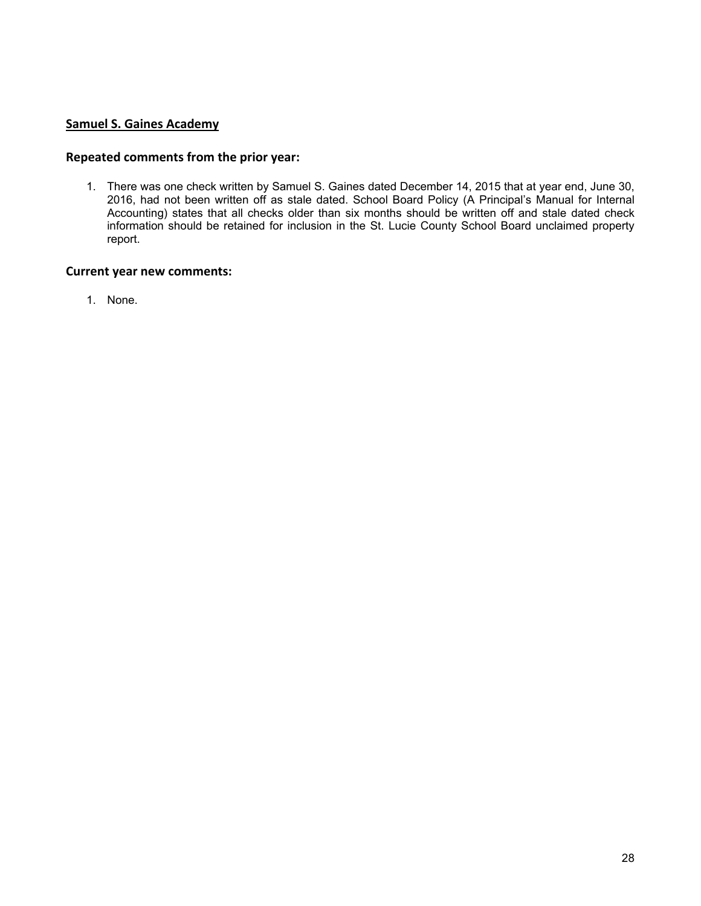## Samuel S. Gaines Academy

### Repeated comments from the prior year:

1. There was one check written by Samuel S. Gaines dated December 14, 2015 that at year end, June 30, 2016, had not been written off as stale dated. School Board Policy (A Principal's Manual for Internal Accounting) states that all checks older than six months should be written off and stale dated check information should be retained for inclusion in the St. Lucie County School Board unclaimed property report.

### Current year new comments:

1. None.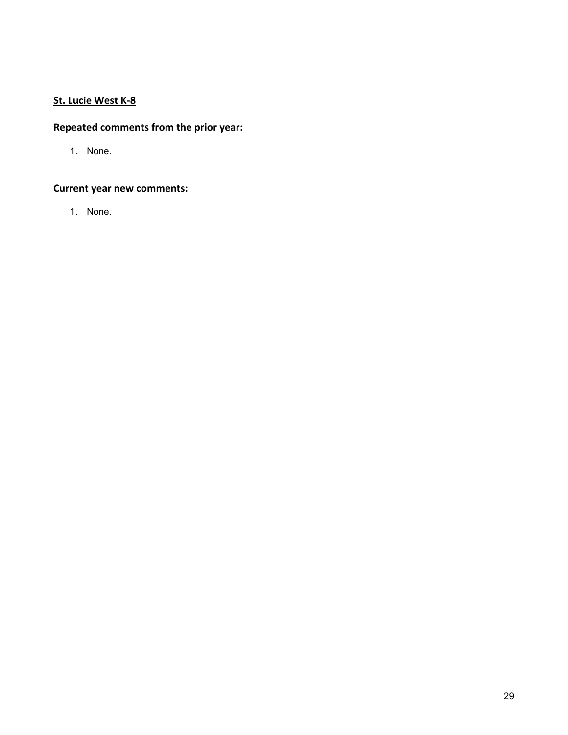**St. Lucie West K-8**

## Repeated comments from the prior year:

1. None.

## Current year new comments:

1. None.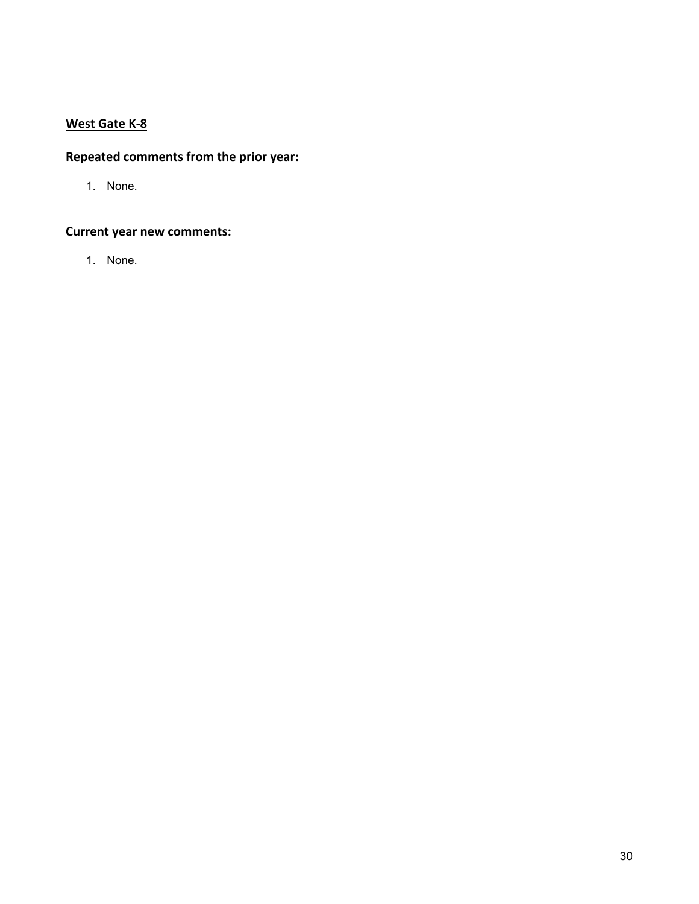## West Gate K-8

### Repeated comments from the prior year:

1. None.

### Current year new comments:

1. None.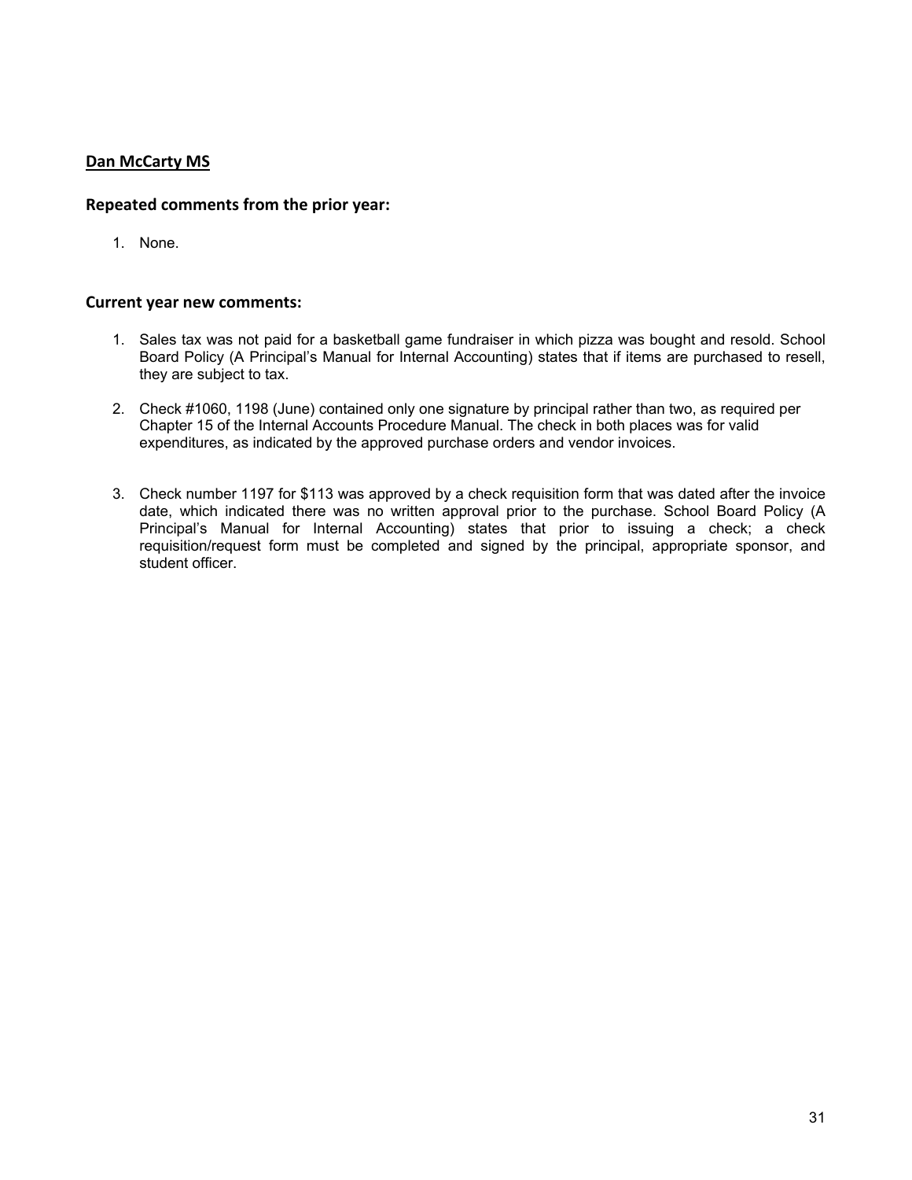## Dan McCarty MS

### Repeated comments from the prior year:

1. None.

### Current year new comments:

1. Sales tax was not paid for a basketball game fundraiser in which pizza was bought and resold. School Board Policy (A Principal's Manual for Internal Accounting) states that if items are purchased to resell, they are subject to tax.

2. Check #1060, 1198 (June) contained only one signature by principal rather than two, as required per Chapter 15 of the Internal Accounts Procedure Manual. The check in both places was for valid expenditures, as indicated by the approved purchase orders and vendor invoices.

3. Check number 1197 for $113 was approved by a check requisition form that was dated after the invoice date, which indicated there was no written approval prior to the purchase. School Board Policy (A Principal's Manual for Internal Accounting) states that prior to issuing a check; a check requisition/request form must be completed and signed by the principal, appropriate sponsor, and student officer.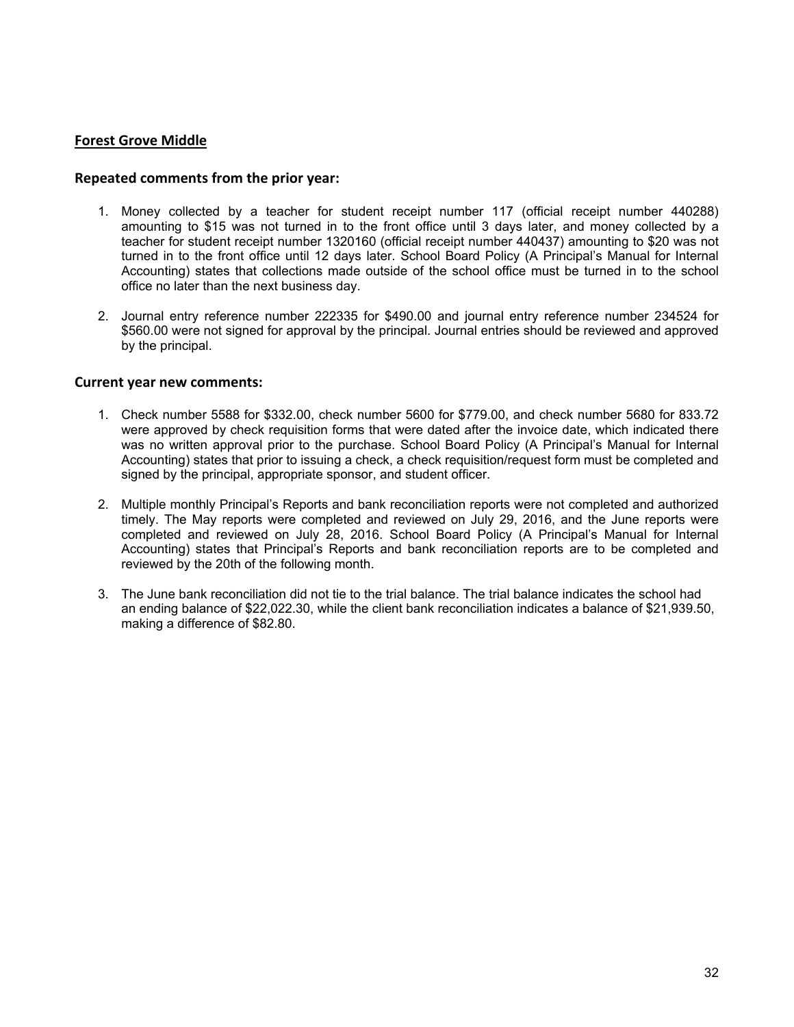## Forest Grove Middle

### Repeated comments from the prior year:

1. Money collected by a teacher for student receipt number 117 (official receipt number 440288) amounting to $15 was not turned in to the front office until 3 days later, and money collected by a teacher for student receipt number 1320160 (official receipt number 440437) amounting to $20 was not turned in to the front office until 12 days later. School Board Policy (A Principal's Manual for Internal Accounting) states that collections made outside of the school office must be turned in to the school office no later than the next business day.

2. Journal entry reference number 222335 for $490.00 and journal entry reference number 234524 for $560.00 were not signed for approval by the principal. Journal entries should be reviewed and approved by the principal.

### Current year new comments:

1. Check number 5588 for $332.00, check number 5600 for $779.00, and check number 5680 for 833.72 were approved by check requisition forms that were dated after the invoice date, which indicated there was no written approval prior to the purchase. School Board Policy (A Principal's Manual for Internal Accounting) states that prior to issuing a check, a check requisition/request form must be completed and signed by the principal, appropriate sponsor, and student officer.

2. Multiple monthly Principal's Reports and bank reconciliation reports were not completed and authorized timely. The May reports were completed and reviewed on July 29, 2016, and the June reports were completed and reviewed on July 28, 2016. School Board Policy (A Principal's Manual for Internal Accounting) states that Principal's Reports and bank reconciliation reports are to be completed and reviewed by the 20th of the following month.

3. The June bank reconciliation did not tie to the trial balance. The trial balance indicates the school had an ending balance of $22,022.30, while the client bank reconciliation indicates a balance of $21,939.50, making a difference of $82.80.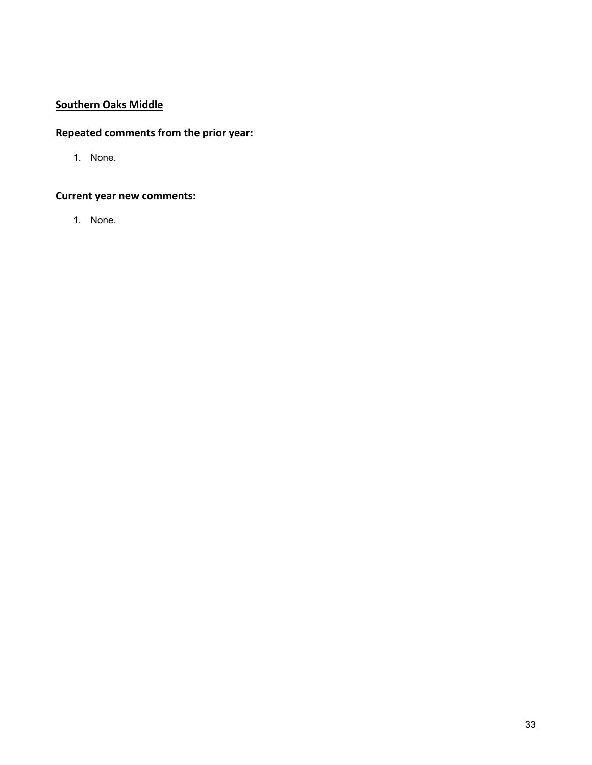**<u>Southern Oaks Middle</u>**

**Repeated comments from the prior year:**

1. None.

**Current year new comments:**

1. None.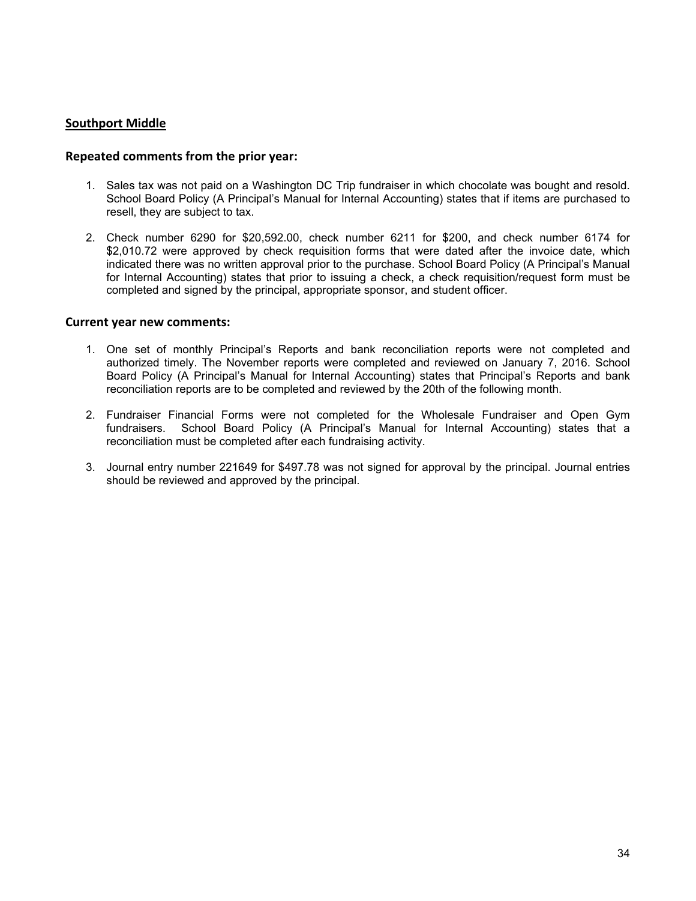## Southport Middle

### Repeated comments from the prior year:

1. Sales tax was not paid on a Washington DC Trip fundraiser in which chocolate was bought and resold. School Board Policy (A Principal's Manual for Internal Accounting) states that if items are purchased to resell, they are subject to tax.

2. Check number 6290 for $20,592.00, check number 6211 for $200, and check number 6174 for $2,010.72 were approved by check requisition forms that were dated after the invoice date, which indicated there was no written approval prior to the purchase. School Board Policy (A Principal's Manual for Internal Accounting) states that prior to issuing a check, a check requisition/request form must be completed and signed by the principal, appropriate sponsor, and student officer.

### Current year new comments:

1. One set of monthly Principal's Reports and bank reconciliation reports were not completed and authorized timely. The November reports were completed and reviewed on January 7, 2016. School Board Policy (A Principal's Manual for Internal Accounting) states that Principal's Reports and bank reconciliation reports are to be completed and reviewed by the 20th of the following month.

2. Fundraiser Financial Forms were not completed for the Wholesale Fundraiser and Open Gym fundraisers. School Board Policy (A Principal's Manual for Internal Accounting) states that a reconciliation must be completed after each fundraising activity.

3. Journal entry number 221649 for $497.78 was not signed for approval by the principal. Journal entries should be reviewed and approved by the principal.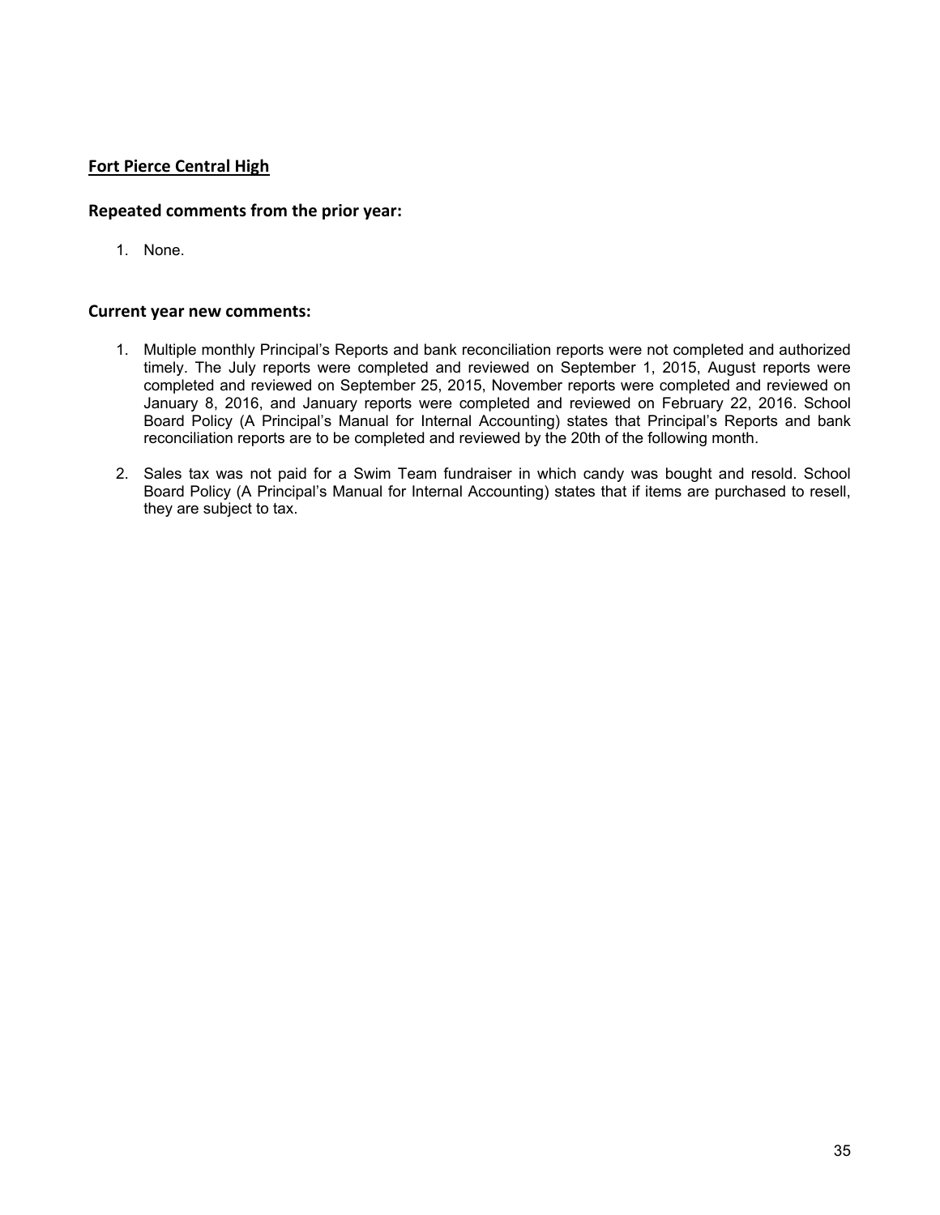## Fort Pierce Central High

### Repeated comments from the prior year:

1. None.

### Current year new comments:

1. Multiple monthly Principal's Reports and bank reconciliation reports were not completed and authorized timely. The July reports were completed and reviewed on September 1, 2015, August reports were completed and reviewed on September 25, 2015, November reports were completed and reviewed on January 8, 2016, and January reports were completed and reviewed on February 22, 2016. School Board Policy (A Principal's Manual for Internal Accounting) states that Principal's Reports and bank reconciliation reports are to be completed and reviewed by the 20th of the following month.

2. Sales tax was not paid for a Swim Team fundraiser in which candy was bought and resold. School Board Policy (A Principal's Manual for Internal Accounting) states that if items are purchased to resell, they are subject to tax.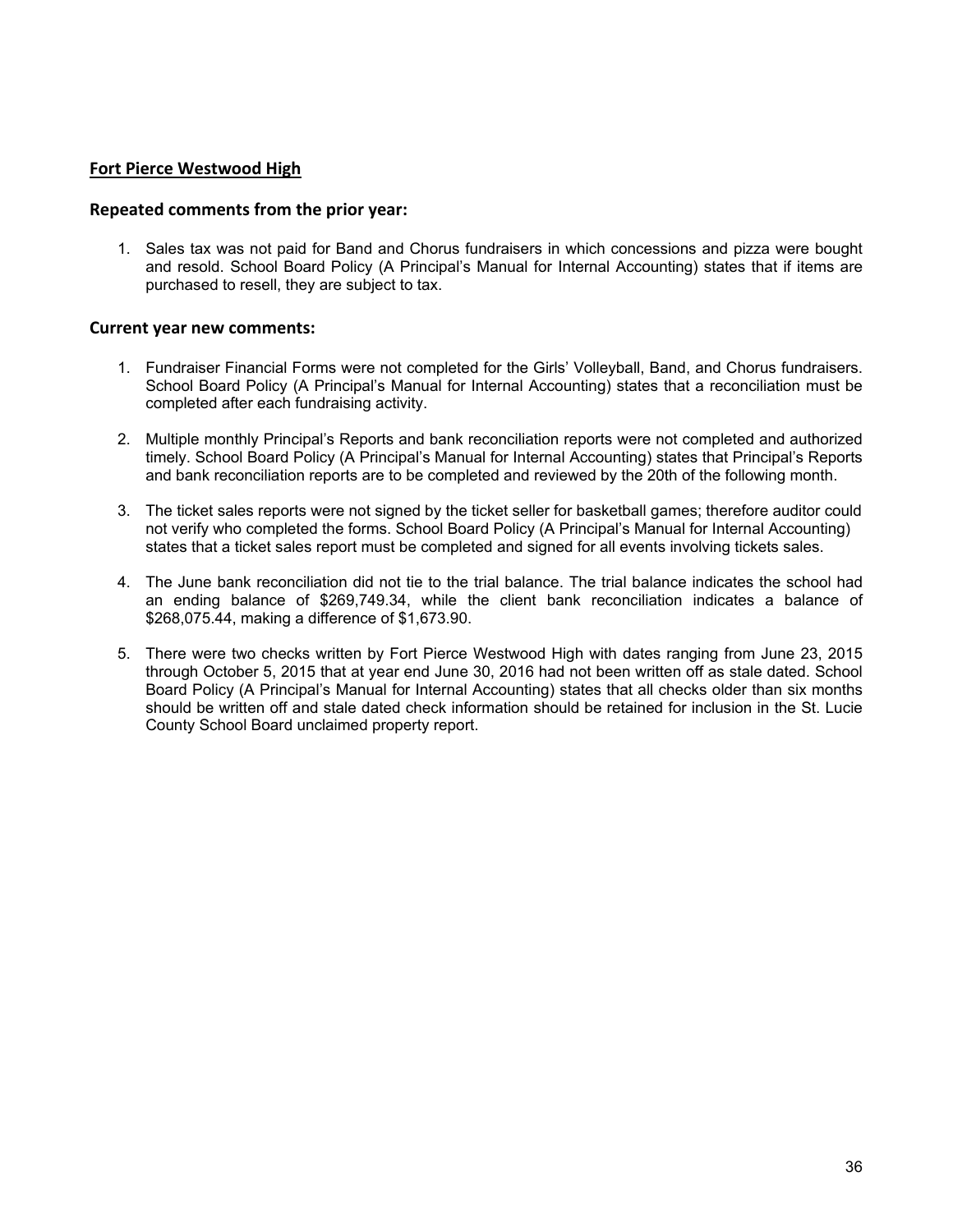## Fort Pierce Westwood High

### Repeated comments from the prior year:

1. Sales tax was not paid for Band and Chorus fundraisers in which concessions and pizza were bought and resold. School Board Policy (A Principal's Manual for Internal Accounting) states that if items are purchased to resell, they are subject to tax.

### Current year new comments:

1. Fundraiser Financial Forms were not completed for the Girls' Volleyball, Band, and Chorus fundraisers. School Board Policy (A Principal's Manual for Internal Accounting) states that a reconciliation must be completed after each fundraising activity.

2. Multiple monthly Principal's Reports and bank reconciliation reports were not completed and authorized timely. School Board Policy (A Principal's Manual for Internal Accounting) states that Principal's Reports and bank reconciliation reports are to be completed and reviewed by the 20th of the following month.

3. The ticket sales reports were not signed by the ticket seller for basketball games; therefore auditor could not verify who completed the forms. School Board Policy (A Principal's Manual for Internal Accounting) states that a ticket sales report must be completed and signed for all events involving tickets sales.

4. The June bank reconciliation did not tie to the trial balance. The trial balance indicates the school had an ending balance of $269,749.34, while the client bank reconciliation indicates a balance of $268,075.44, making a difference of $1,673.90.

5. There were two checks written by Fort Pierce Westwood High with dates ranging from June 23, 2015 through October 5, 2015 that at year end June 30, 2016 had not been written off as stale dated. School Board Policy (A Principal's Manual for Internal Accounting) states that all checks older than six months should be written off and stale dated check information should be retained for inclusion in the St. Lucie County School Board unclaimed property report.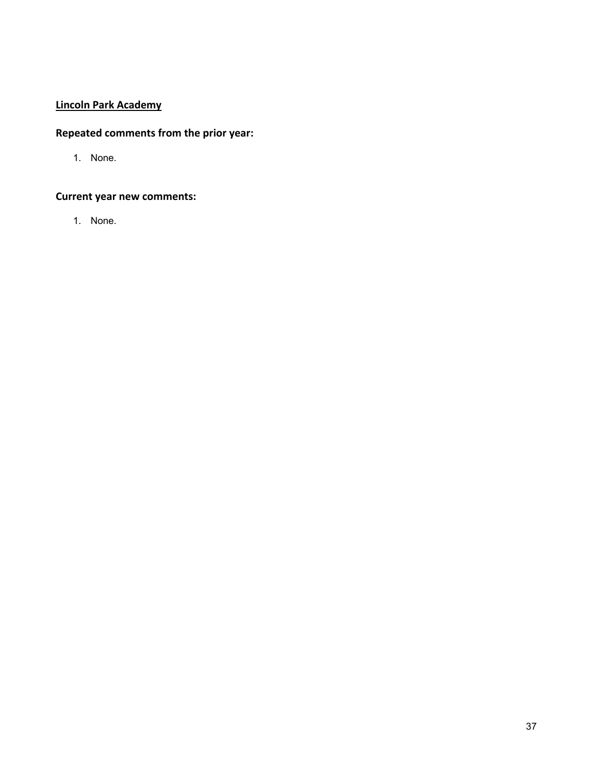**Lincoln Park Academy**

### Repeated comments from the prior year:

1. None.

### Current year new comments:

1. None.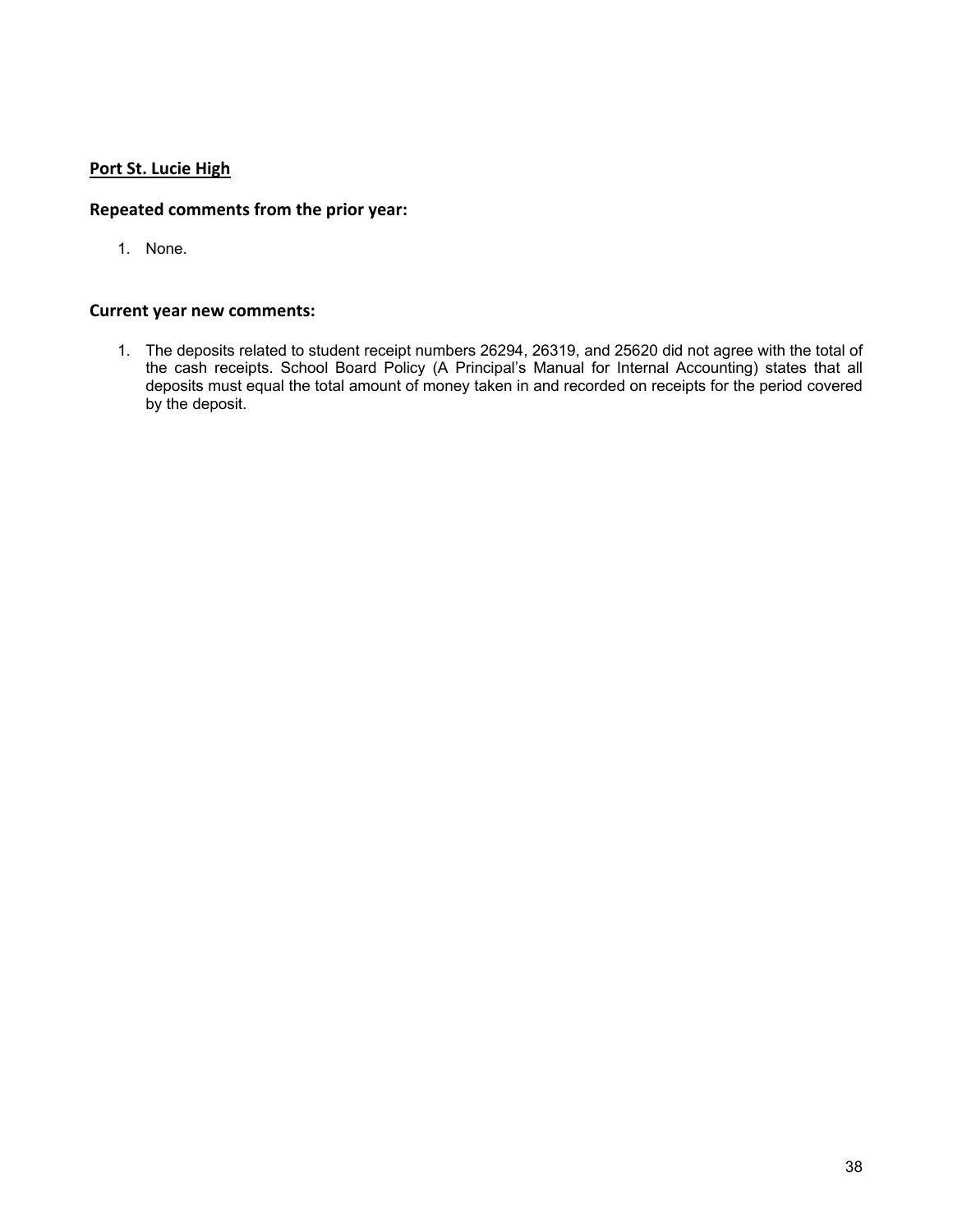## Port St. Lucie High

### Repeated comments from the prior year:

1. None.

### Current year new comments:

1. The deposits related to student receipt numbers 26294, 26319, and 25620 did not agree with the total of the cash receipts. School Board Policy (A Principal's Manual for Internal Accounting) states that all deposits must equal the total amount of money taken in and recorded on receipts for the period covered by the deposit.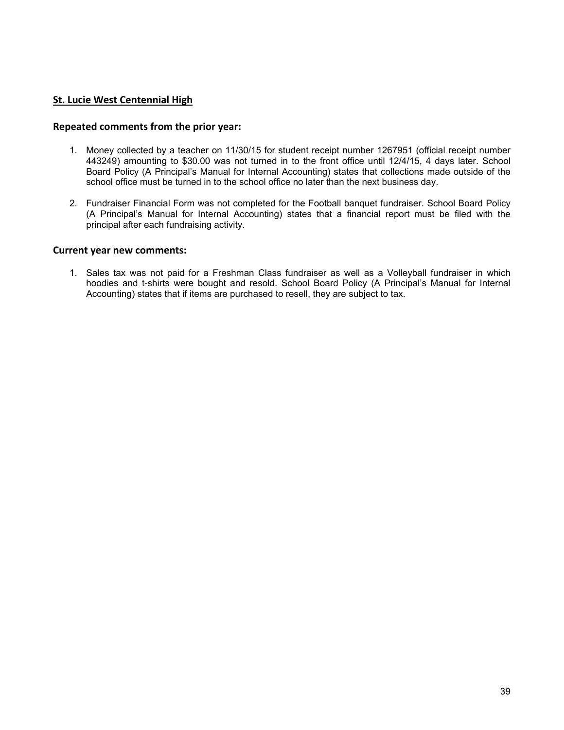## St. Lucie West Centennial High

### Repeated comments from the prior year:

1. Money collected by a teacher on 11/30/15 for student receipt number 1267951 (official receipt number 443249) amounting to $30.00 was not turned in to the front office until 12/4/15, 4 days later. School Board Policy (A Principal's Manual for Internal Accounting) states that collections made outside of the school office must be turned in to the school office no later than the next business day.

2. Fundraiser Financial Form was not completed for the Football banquet fundraiser. School Board Policy (A Principal's Manual for Internal Accounting) states that a financial report must be filed with the principal after each fundraising activity.

### Current year new comments:

1. Sales tax was not paid for a Freshman Class fundraiser as well as a Volleyball fundraiser in which hoodies and t-shirts were bought and resold. School Board Policy (A Principal's Manual for Internal Accounting) states that if items are purchased to resell, they are subject to tax.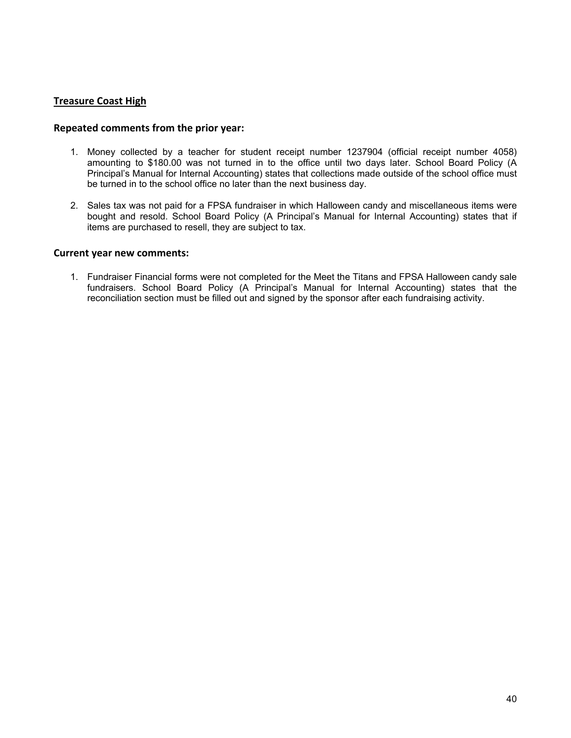## Treasure Coast High

### Repeated comments from the prior year:

1. Money collected by a teacher for student receipt number 1237904 (official receipt number 4058) amounting to $180.00 was not turned in to the office until two days later. School Board Policy (A Principal's Manual for Internal Accounting) states that collections made outside of the school office must be turned in to the school office no later than the next business day.

2. Sales tax was not paid for a FPSA fundraiser in which Halloween candy and miscellaneous items were bought and resold. School Board Policy (A Principal's Manual for Internal Accounting) states that if items are purchased to resell, they are subject to tax.

### Current year new comments:

1. Fundraiser Financial forms were not completed for the Meet the Titans and FPSA Halloween candy sale fundraisers. School Board Policy (A Principal's Manual for Internal Accounting) states that the reconciliation section must be filled out and signed by the sponsor after each fundraising activity.